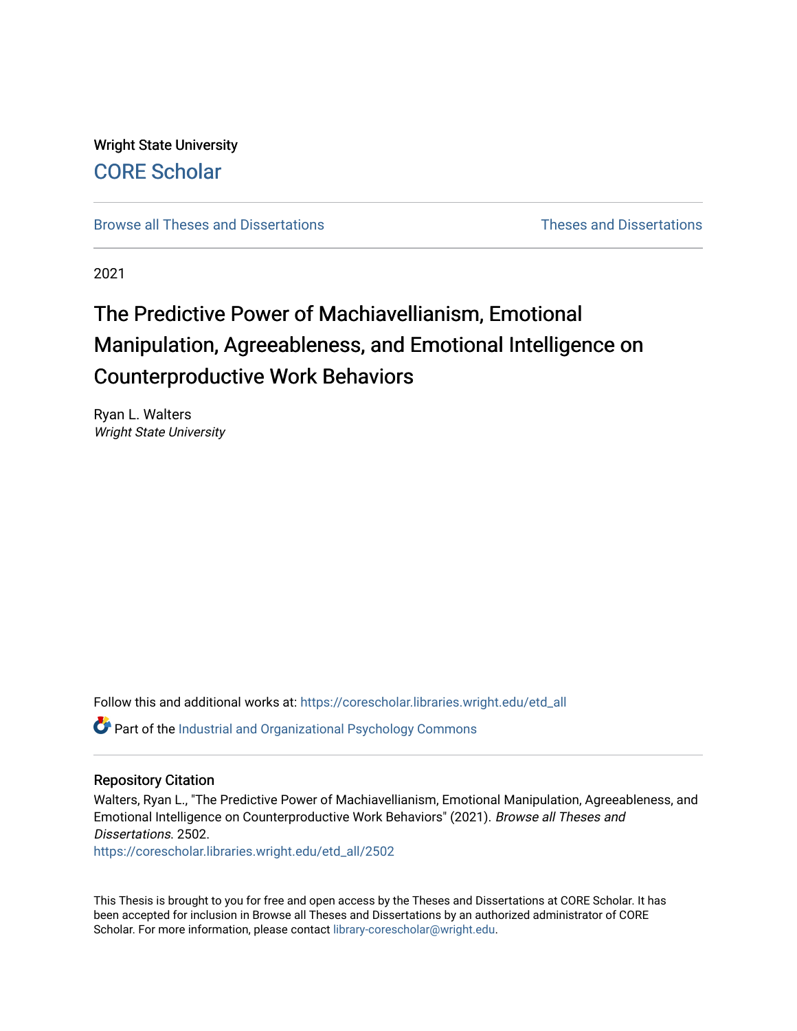Wright State University

CORE Scholar

Browse all Theses and Dissertations

Theses and Dissertations

2021

# The Predictive Power of Machiavellianism, Emotional Manipulation, Agreeableness, and Emotional Intelligence on Counterproductive Work Behaviors

Ryan L. Walters
*Wright State University*

Follow this and additional works at: https://corescholar.libraries.wright.edu/etd_all

Part of the Industrial and Organizational Psychology Commons

## Repository Citation

Walters, Ryan L., "The Predictive Power of Machiavellianism, Emotional Manipulation, Agreeableness, and Emotional Intelligence on Counterproductive Work Behaviors" (2021). *Browse all Theses and Dissertations*. 2502.
https://corescholar.libraries.wright.edu/etd_all/2502

This Thesis is brought to you for free and open access by the Theses and Dissertations at CORE Scholar. It has been accepted for inclusion in Browse all Theses and Dissertations by an authorized administrator of CORE Scholar. For more information, please contact library-corescholar@wright.edu.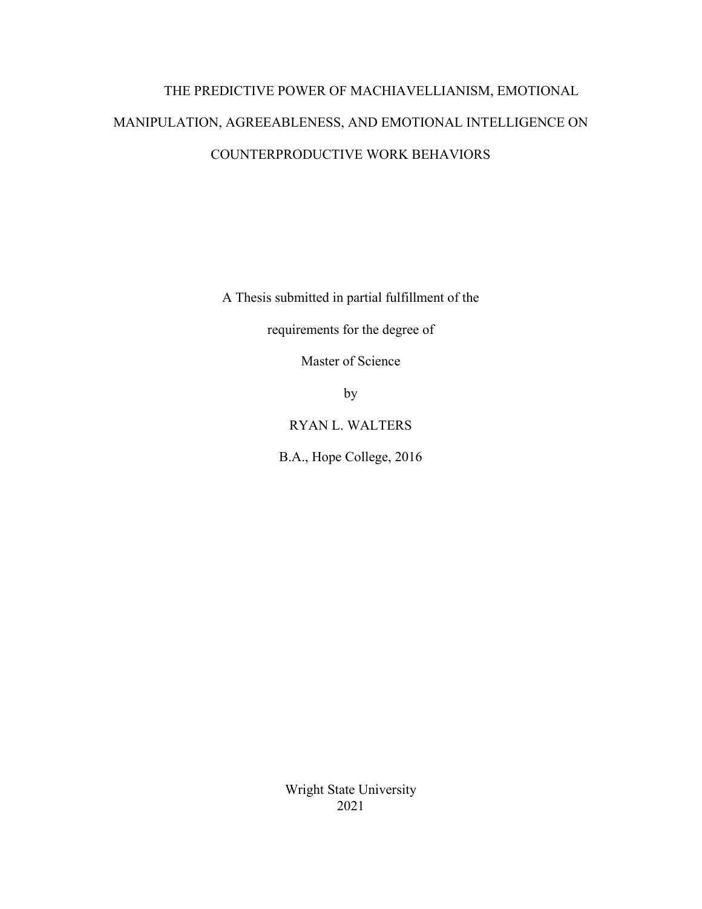# THE PREDICTIVE POWER OF MACHIAVELLIANISM, EMOTIONAL MANIPULATION, AGREEABLENESS, AND EMOTIONAL INTELLIGENCE ON COUNTERPRODUCTIVE WORK BEHAVIORS

A Thesis submitted in partial fulfillment of the

requirements for the degree of

Master of Science

by

RYAN L. WALTERS

B.A., Hope College, 2016

Wright State University
2021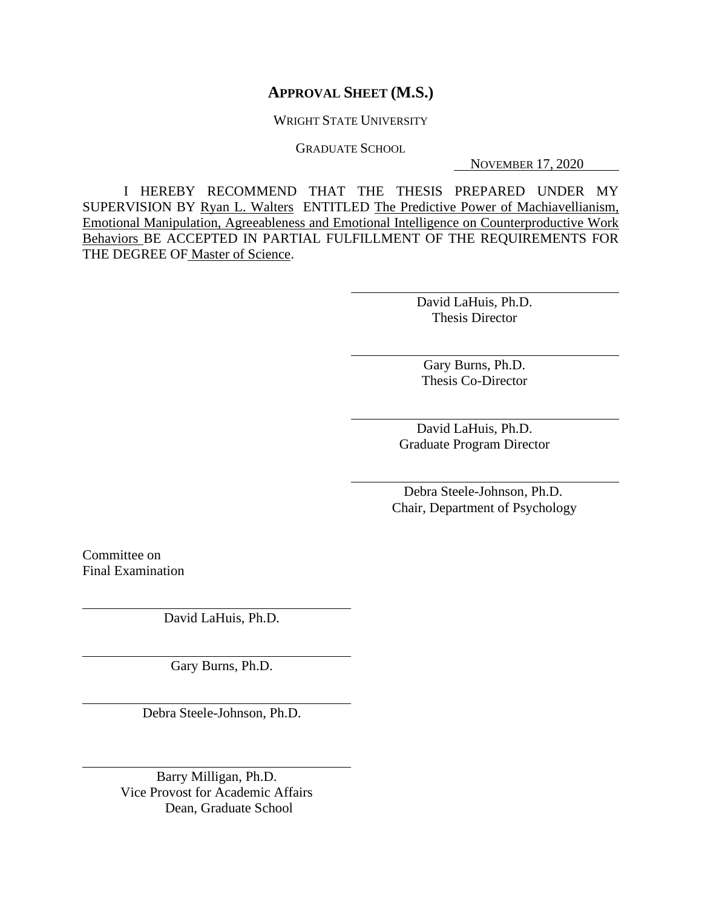## APPROVAL SHEET (M.S.)

WRIGHT STATE UNIVERSITY

GRADUATE SCHOOL

NOVEMBER 17, 2020

I HEREBY RECOMMEND THAT THE THESIS PREPARED UNDER MY SUPERVISION BY Ryan L. Walters ENTITLED The Predictive Power of Machiavellianism, Emotional Manipulation, Agreeableness and Emotional Intelligence on Counterproductive Work Behaviors BE ACCEPTED IN PARTIAL FULFILLMENT OF THE REQUIREMENTS FOR THE DEGREE OF Master of Science.

David LaHuis, Ph.D.
Thesis Director

Gary Burns, Ph.D.
Thesis Co-Director

David LaHuis, Ph.D.
Graduate Program Director

Debra Steele-Johnson, Ph.D.
Chair, Department of Psychology

Committee on
Final Examination

David LaHuis, Ph.D.

Gary Burns, Ph.D.

Debra Steele-Johnson, Ph.D.

Barry Milligan, Ph.D.
Vice Provost for Academic Affairs
Dean, Graduate School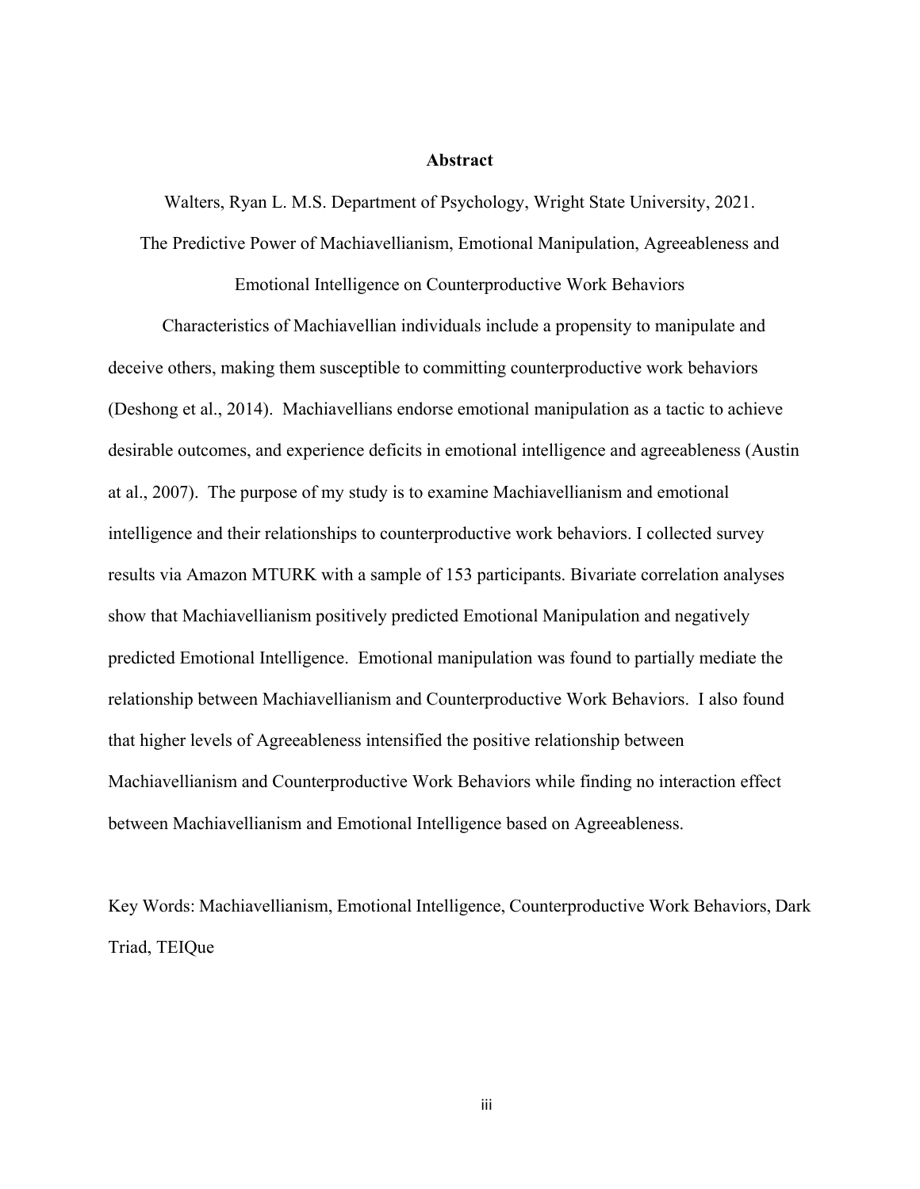# Abstract

Walters, Ryan L. M.S. Department of Psychology, Wright State University, 2021.
The Predictive Power of Machiavellianism, Emotional Manipulation, Agreeableness and Emotional Intelligence on Counterproductive Work Behaviors

Characteristics of Machiavellian individuals include a propensity to manipulate and deceive others, making them susceptible to committing counterproductive work behaviors (Deshong et al., 2014). Machiavellians endorse emotional manipulation as a tactic to achieve desirable outcomes, and experience deficits in emotional intelligence and agreeableness (Austin at al., 2007). The purpose of my study is to examine Machiavellianism and emotional intelligence and their relationships to counterproductive work behaviors. I collected survey results via Amazon MTURK with a sample of 153 participants. Bivariate correlation analyses show that Machiavellianism positively predicted Emotional Manipulation and negatively predicted Emotional Intelligence. Emotional manipulation was found to partially mediate the relationship between Machiavellianism and Counterproductive Work Behaviors. I also found that higher levels of Agreeableness intensified the positive relationship between Machiavellianism and Counterproductive Work Behaviors while finding no interaction effect between Machiavellianism and Emotional Intelligence based on Agreeableness.

Key Words: Machiavellianism, Emotional Intelligence, Counterproductive Work Behaviors, Dark Triad, TEIQue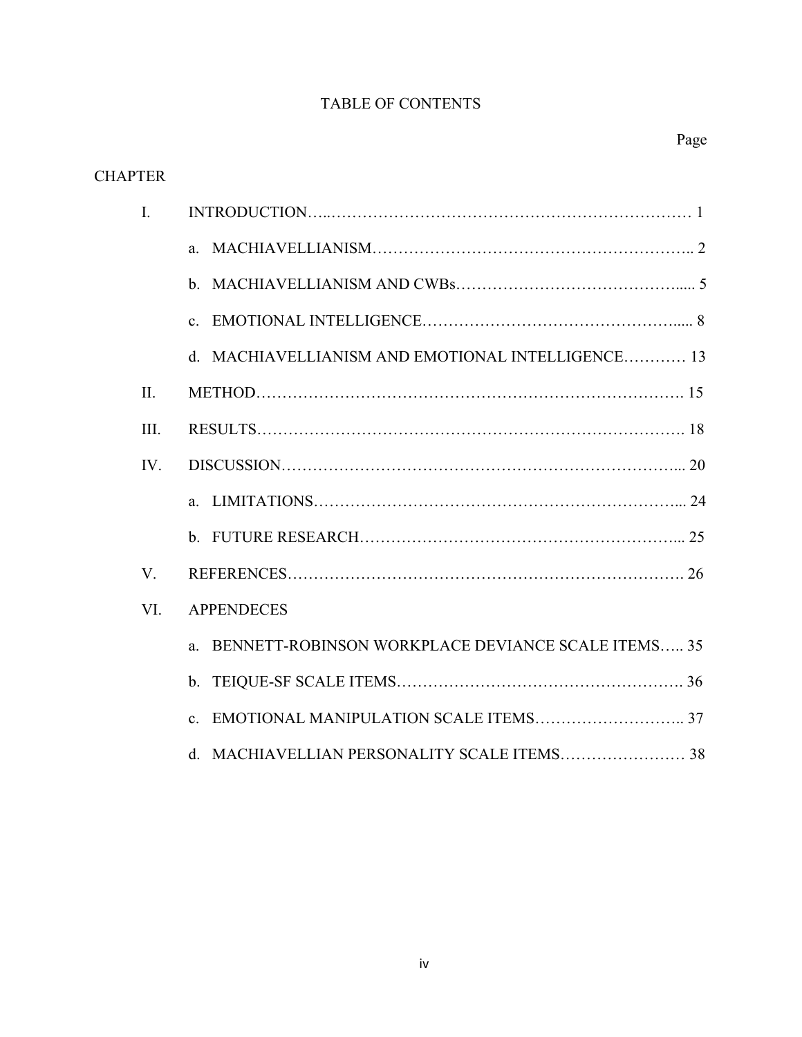# TABLE OF CONTENTS

Page

CHAPTER

I. INTRODUCTION….………………………………………………………… 1

   a. MACHIAVELLIANISM…………………….……………………………….. 2

   b. MACHIAVELLIANISM AND CWBs……………………………………..... 5

   c. EMOTIONAL INTELLIGENCE………………………………………..... 8

   d. MACHIAVELLIANISM AND EMOTIONAL INTELLIGENCE………… 13

II. METHOD………………………………………………………………………. 15

III. RESULTS………………………………………………………………………. 18

IV. DISCUSSION…………………………………………………………………... 20

   a. LIMITATIONS…………………………………………………………... 24

   b. FUTURE RESEARCH…………………………………………………... 25

V. REFERENCES………………………………………………………………. 26

VI. APPENDECES

   a. BENNETT-ROBINSON WORKPLACE DEVIANCE SCALE ITEMS….. 35

   b. TEIQUE-SF SCALE ITEMS………………………………………………. 36

   c. EMOTIONAL MANIPULATION SCALE ITEMS……………………….. 37

   d. MACHIAVELLIAN PERSONALITY SCALE ITEMS…………………… 38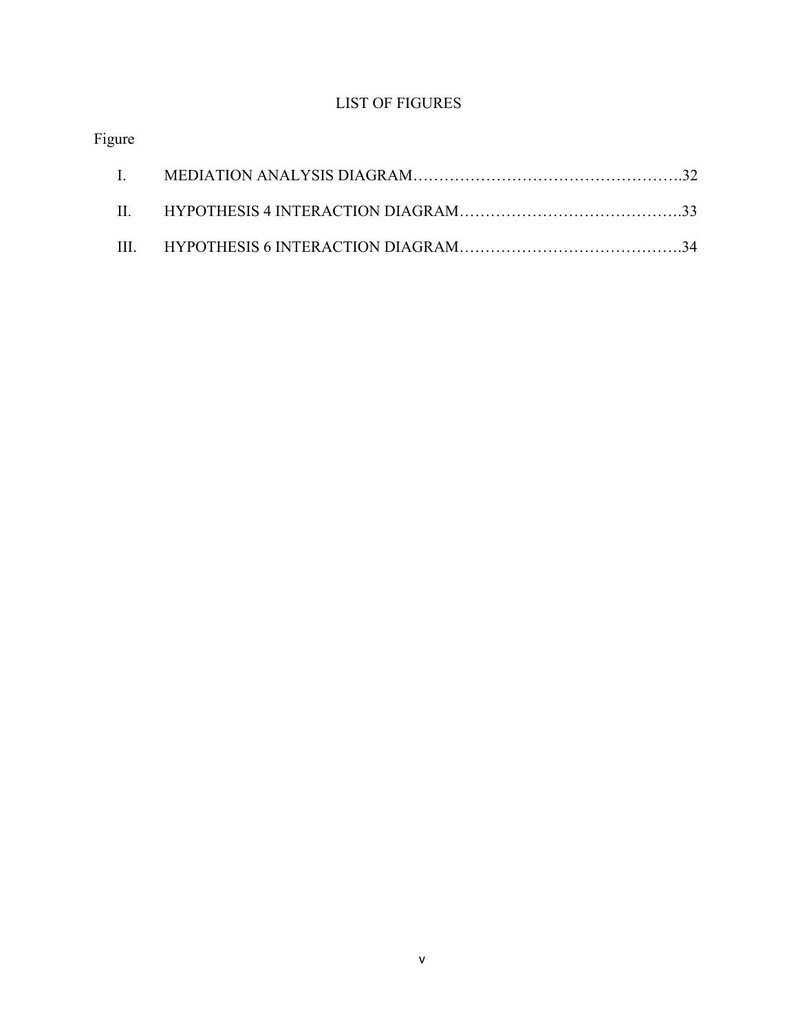# LIST OF FIGURES

Figure

| | | |
|---|---|---|
| I. | MEDIATION ANALYSIS DIAGRAM | 32 |
| II. | HYPOTHESIS 4 INTERACTION DIAGRAM | 33 |
| III. | HYPOTHESIS 6 INTERACTION DIAGRAM | 34 |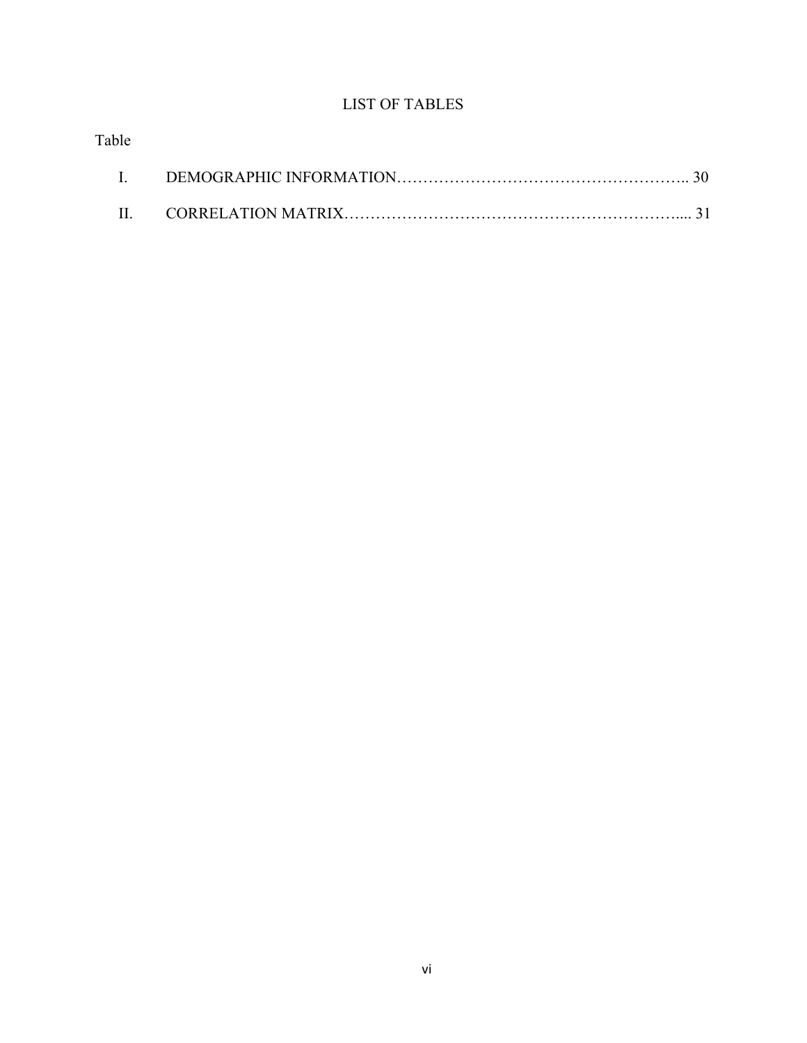# LIST OF TABLES

Table

I. DEMOGRAPHIC INFORMATION........................................................ 30

II. CORRELATION MATRIX............................................................... 31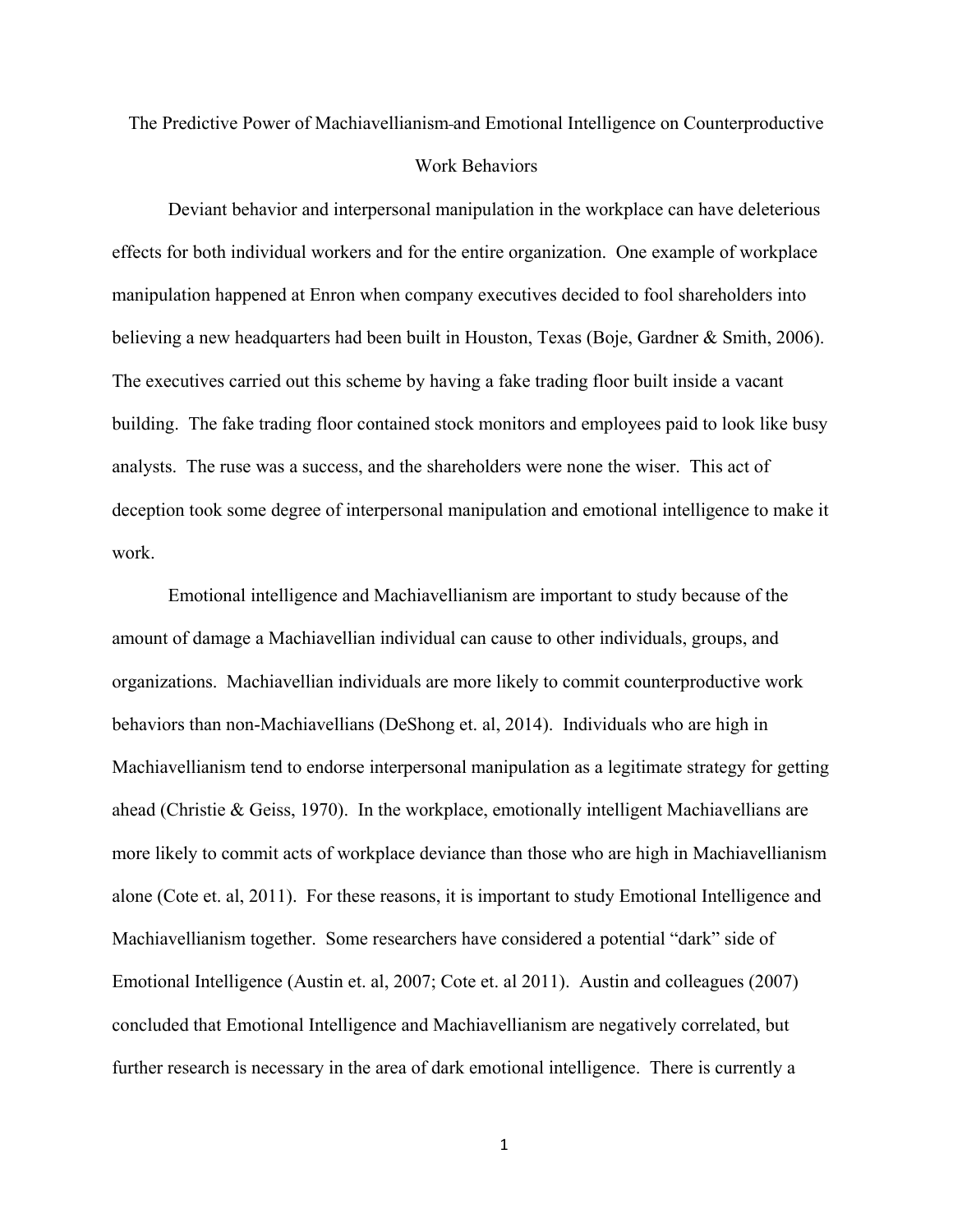# The Predictive Power of Machiavellianism and Emotional Intelligence on Counterproductive Work Behaviors

Deviant behavior and interpersonal manipulation in the workplace can have deleterious effects for both individual workers and for the entire organization. One example of workplace manipulation happened at Enron when company executives decided to fool shareholders into believing a new headquarters had been built in Houston, Texas (Boje, Gardner & Smith, 2006). The executives carried out this scheme by having a fake trading floor built inside a vacant building. The fake trading floor contained stock monitors and employees paid to look like busy analysts. The ruse was a success, and the shareholders were none the wiser. This act of deception took some degree of interpersonal manipulation and emotional intelligence to make it work.

Emotional intelligence and Machiavellianism are important to study because of the amount of damage a Machiavellian individual can cause to other individuals, groups, and organizations. Machiavellian individuals are more likely to commit counterproductive work behaviors than non-Machiavellians (DeShong et. al, 2014). Individuals who are high in Machiavellianism tend to endorse interpersonal manipulation as a legitimate strategy for getting ahead (Christie & Geiss, 1970). In the workplace, emotionally intelligent Machiavellians are more likely to commit acts of workplace deviance than those who are high in Machiavellianism alone (Cote et. al, 2011). For these reasons, it is important to study Emotional Intelligence and Machiavellianism together. Some researchers have considered a potential "dark" side of Emotional Intelligence (Austin et. al, 2007; Cote et. al 2011). Austin and colleagues (2007) concluded that Emotional Intelligence and Machiavellianism are negatively correlated, but further research is necessary in the area of dark emotional intelligence. There is currently a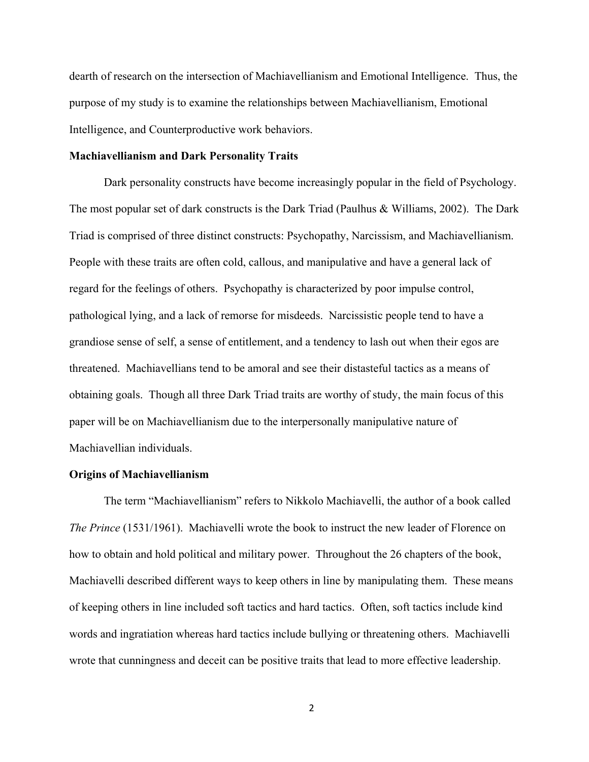dearth of research on the intersection of Machiavellianism and Emotional Intelligence. Thus, the purpose of my study is to examine the relationships between Machiavellianism, Emotional Intelligence, and Counterproductive work behaviors.

**Machiavellianism and Dark Personality Traits**

Dark personality constructs have become increasingly popular in the field of Psychology. The most popular set of dark constructs is the Dark Triad (Paulhus & Williams, 2002). The Dark Triad is comprised of three distinct constructs: Psychopathy, Narcissism, and Machiavellianism. People with these traits are often cold, callous, and manipulative and have a general lack of regard for the feelings of others. Psychopathy is characterized by poor impulse control, pathological lying, and a lack of remorse for misdeeds. Narcissistic people tend to have a grandiose sense of self, a sense of entitlement, and a tendency to lash out when their egos are threatened. Machiavellians tend to be amoral and see their distasteful tactics as a means of obtaining goals. Though all three Dark Triad traits are worthy of study, the main focus of this paper will be on Machiavellianism due to the interpersonally manipulative nature of Machiavellian individuals.

**Origins of Machiavellianism**

The term "Machiavellianism" refers to Nikkolo Machiavelli, the author of a book called *The Prince* (1531/1961). Machiavelli wrote the book to instruct the new leader of Florence on how to obtain and hold political and military power. Throughout the 26 chapters of the book, Machiavelli described different ways to keep others in line by manipulating them. These means of keeping others in line included soft tactics and hard tactics. Often, soft tactics include kind words and ingratiation whereas hard tactics include bullying or threatening others. Machiavelli wrote that cunningness and deceit can be positive traits that lead to more effective leadership.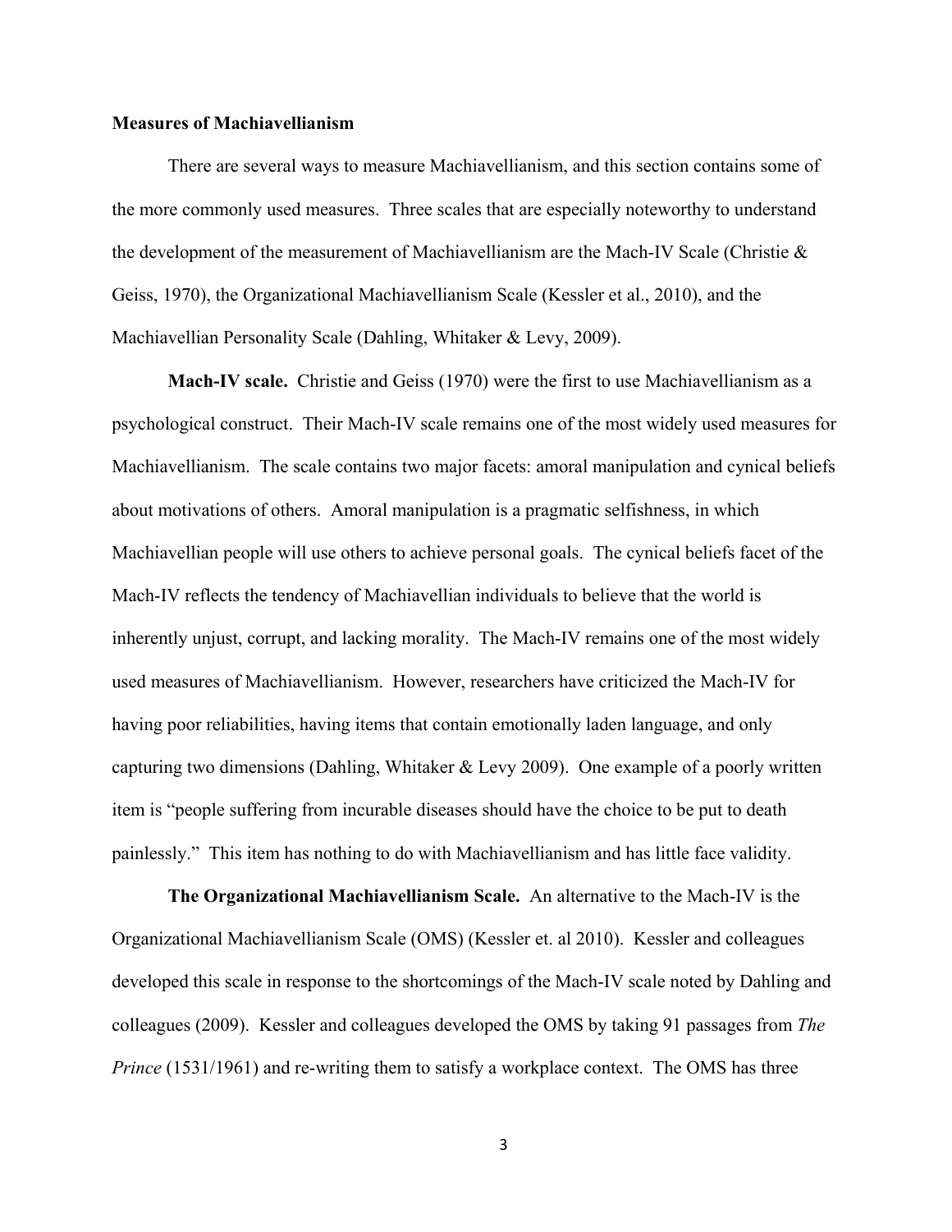**Measures of Machiavellianism**

There are several ways to measure Machiavellianism, and this section contains some of the more commonly used measures. Three scales that are especially noteworthy to understand the development of the measurement of Machiavellianism are the Mach-IV Scale (Christie & Geiss, 1970), the Organizational Machiavellianism Scale (Kessler et al., 2010), and the Machiavellian Personality Scale (Dahling, Whitaker & Levy, 2009).

**Mach-IV scale.** Christie and Geiss (1970) were the first to use Machiavellianism as a psychological construct. Their Mach-IV scale remains one of the most widely used measures for Machiavellianism. The scale contains two major facets: amoral manipulation and cynical beliefs about motivations of others. Amoral manipulation is a pragmatic selfishness, in which Machiavellian people will use others to achieve personal goals. The cynical beliefs facet of the Mach-IV reflects the tendency of Machiavellian individuals to believe that the world is inherently unjust, corrupt, and lacking morality. The Mach-IV remains one of the most widely used measures of Machiavellianism. However, researchers have criticized the Mach-IV for having poor reliabilities, having items that contain emotionally laden language, and only capturing two dimensions (Dahling, Whitaker & Levy 2009). One example of a poorly written item is "people suffering from incurable diseases should have the choice to be put to death painlessly." This item has nothing to do with Machiavellianism and has little face validity.

**The Organizational Machiavellianism Scale.** An alternative to the Mach-IV is the Organizational Machiavellianism Scale (OMS) (Kessler et. al 2010). Kessler and colleagues developed this scale in response to the shortcomings of the Mach-IV scale noted by Dahling and colleagues (2009). Kessler and colleagues developed the OMS by taking 91 passages from *The Prince* (1531/1961) and re-writing them to satisfy a workplace context. The OMS has three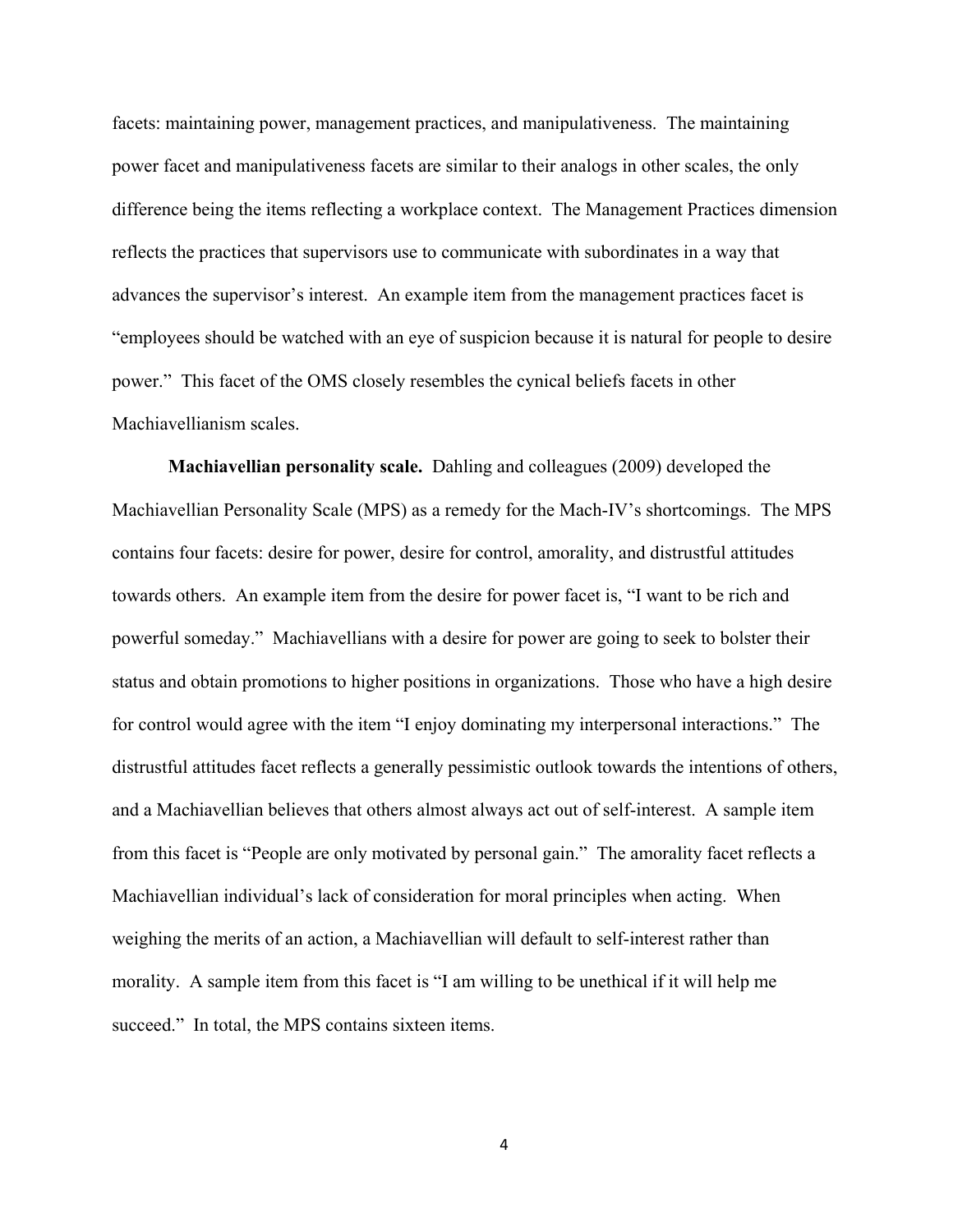facets: maintaining power, management practices, and manipulativeness. The maintaining power facet and manipulativeness facets are similar to their analogs in other scales, the only difference being the items reflecting a workplace context. The Management Practices dimension reflects the practices that supervisors use to communicate with subordinates in a way that advances the supervisor's interest. An example item from the management practices facet is "employees should be watched with an eye of suspicion because it is natural for people to desire power." This facet of the OMS closely resembles the cynical beliefs facets in other Machiavellianism scales.

**Machiavellian personality scale.** Dahling and colleagues (2009) developed the Machiavellian Personality Scale (MPS) as a remedy for the Mach-IV's shortcomings. The MPS contains four facets: desire for power, desire for control, amorality, and distrustful attitudes towards others. An example item from the desire for power facet is, "I want to be rich and powerful someday." Machiavellians with a desire for power are going to seek to bolster their status and obtain promotions to higher positions in organizations. Those who have a high desire for control would agree with the item "I enjoy dominating my interpersonal interactions." The distrustful attitudes facet reflects a generally pessimistic outlook towards the intentions of others, and a Machiavellian believes that others almost always act out of self-interest. A sample item from this facet is "People are only motivated by personal gain." The amorality facet reflects a Machiavellian individual's lack of consideration for moral principles when acting. When weighing the merits of an action, a Machiavellian will default to self-interest rather than morality. A sample item from this facet is "I am willing to be unethical if it will help me succeed." In total, the MPS contains sixteen items.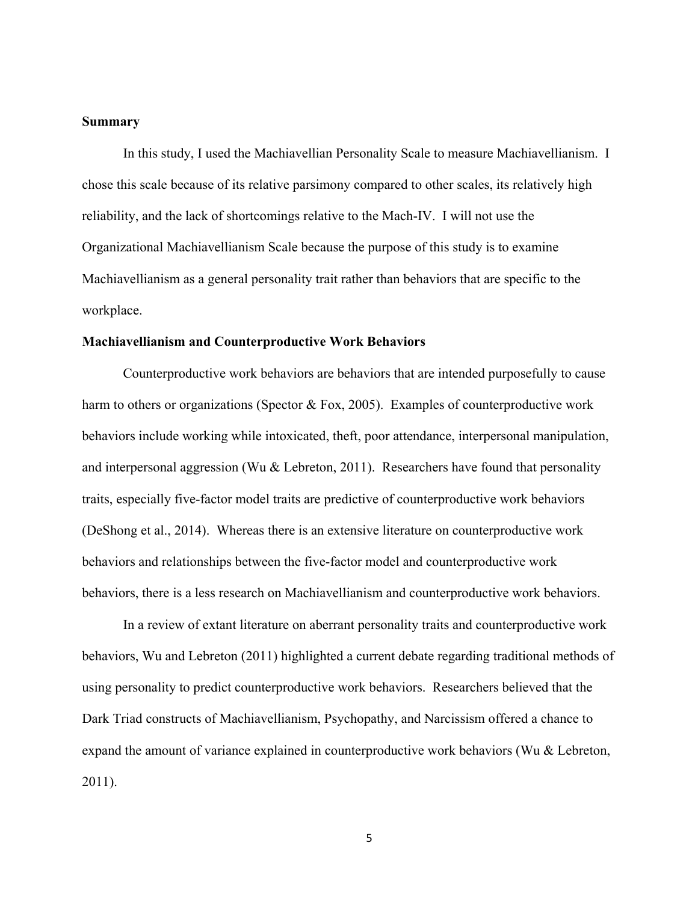## Summary

In this study, I used the Machiavellian Personality Scale to measure Machiavellianism. I chose this scale because of its relative parsimony compared to other scales, its relatively high reliability, and the lack of shortcomings relative to the Mach-IV. I will not use the Organizational Machiavellianism Scale because the purpose of this study is to examine Machiavellianism as a general personality trait rather than behaviors that are specific to the workplace.

## Machiavellianism and Counterproductive Work Behaviors

Counterproductive work behaviors are behaviors that are intended purposefully to cause harm to others or organizations (Spector & Fox, 2005). Examples of counterproductive work behaviors include working while intoxicated, theft, poor attendance, interpersonal manipulation, and interpersonal aggression (Wu & Lebreton, 2011). Researchers have found that personality traits, especially five-factor model traits are predictive of counterproductive work behaviors (DeShong et al., 2014). Whereas there is an extensive literature on counterproductive work behaviors and relationships between the five-factor model and counterproductive work behaviors, there is a less research on Machiavellianism and counterproductive work behaviors.

In a review of extant literature on aberrant personality traits and counterproductive work behaviors, Wu and Lebreton (2011) highlighted a current debate regarding traditional methods of using personality to predict counterproductive work behaviors. Researchers believed that the Dark Triad constructs of Machiavellianism, Psychopathy, and Narcissism offered a chance to expand the amount of variance explained in counterproductive work behaviors (Wu & Lebreton, 2011).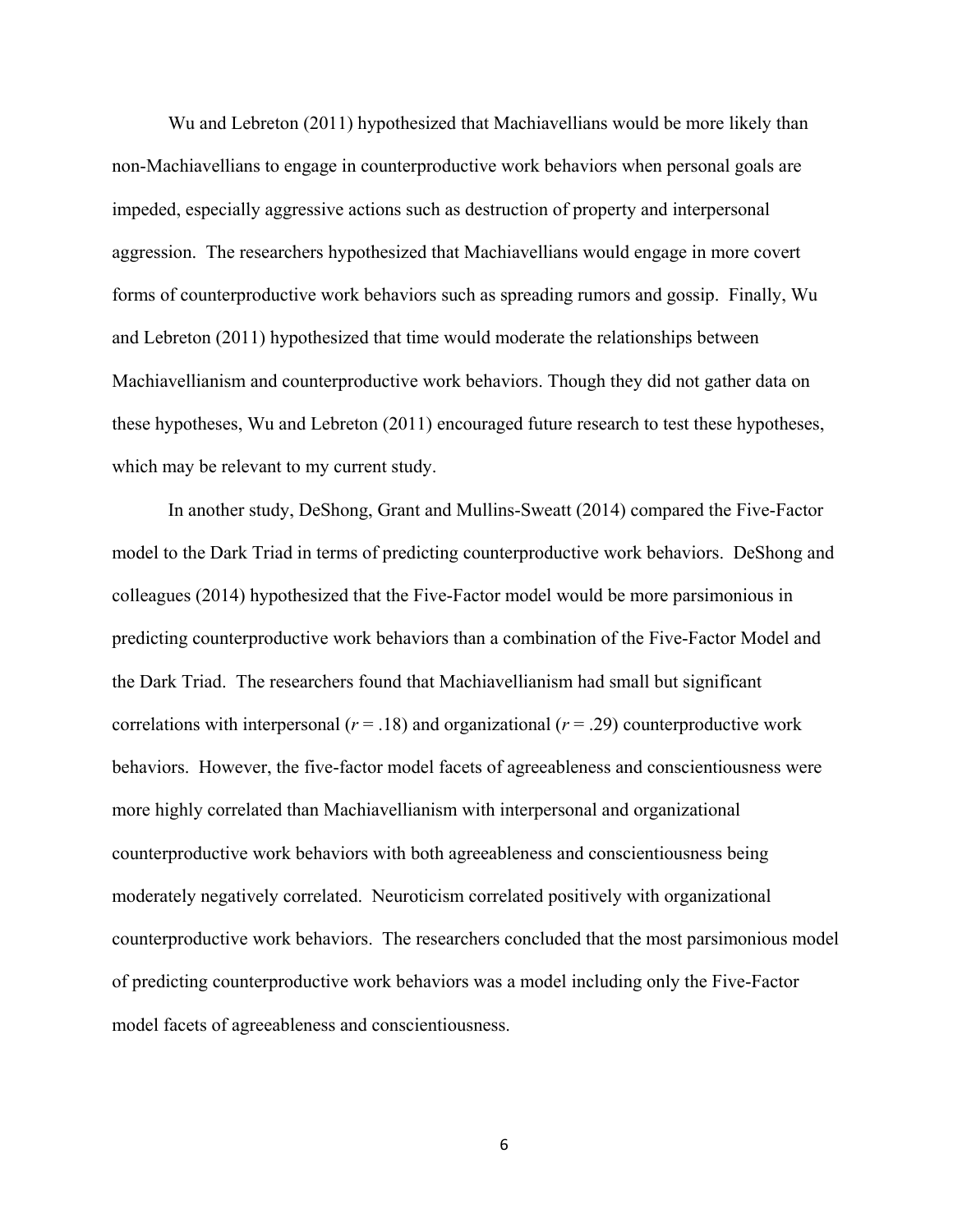Wu and Lebreton (2011) hypothesized that Machiavellians would be more likely than non-Machiavellians to engage in counterproductive work behaviors when personal goals are impeded, especially aggressive actions such as destruction of property and interpersonal aggression. The researchers hypothesized that Machiavellians would engage in more covert forms of counterproductive work behaviors such as spreading rumors and gossip. Finally, Wu and Lebreton (2011) hypothesized that time would moderate the relationships between Machiavellianism and counterproductive work behaviors. Though they did not gather data on these hypotheses, Wu and Lebreton (2011) encouraged future research to test these hypotheses, which may be relevant to my current study.

In another study, DeShong, Grant and Mullins-Sweatt (2014) compared the Five-Factor model to the Dark Triad in terms of predicting counterproductive work behaviors. DeShong and colleagues (2014) hypothesized that the Five-Factor model would be more parsimonious in predicting counterproductive work behaviors than a combination of the Five-Factor Model and the Dark Triad. The researchers found that Machiavellianism had small but significant correlations with interpersonal ($r = .18$) and organizational ($r = .29$) counterproductive work behaviors. However, the five-factor model facets of agreeableness and conscientiousness were more highly correlated than Machiavellianism with interpersonal and organizational counterproductive work behaviors with both agreeableness and conscientiousness being moderately negatively correlated. Neuroticism correlated positively with organizational counterproductive work behaviors. The researchers concluded that the most parsimonious model of predicting counterproductive work behaviors was a model including only the Five-Factor model facets of agreeableness and conscientiousness.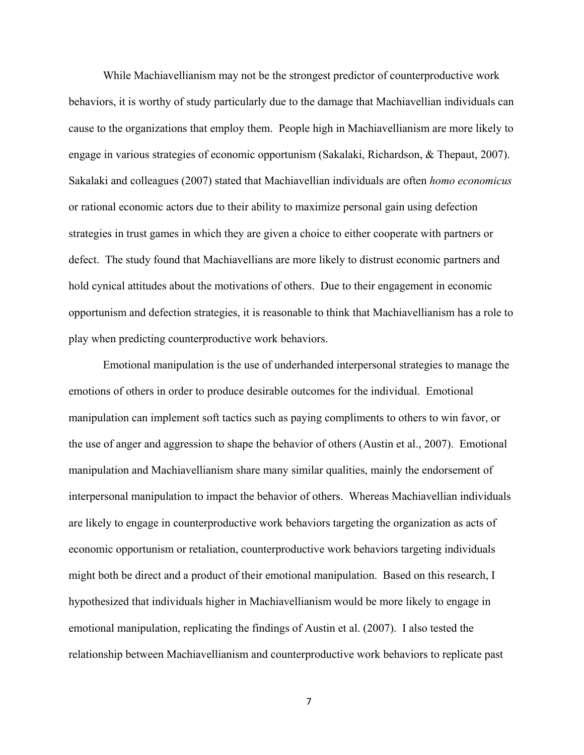While Machiavellianism may not be the strongest predictor of counterproductive work behaviors, it is worthy of study particularly due to the damage that Machiavellian individuals can cause to the organizations that employ them. People high in Machiavellianism are more likely to engage in various strategies of economic opportunism (Sakalaki, Richardson, & Thepaut, 2007). Sakalaki and colleagues (2007) stated that Machiavellian individuals are often *homo economicus* or rational economic actors due to their ability to maximize personal gain using defection strategies in trust games in which they are given a choice to either cooperate with partners or defect. The study found that Machiavellians are more likely to distrust economic partners and hold cynical attitudes about the motivations of others. Due to their engagement in economic opportunism and defection strategies, it is reasonable to think that Machiavellianism has a role to play when predicting counterproductive work behaviors.

Emotional manipulation is the use of underhanded interpersonal strategies to manage the emotions of others in order to produce desirable outcomes for the individual. Emotional manipulation can implement soft tactics such as paying compliments to others to win favor, or the use of anger and aggression to shape the behavior of others (Austin et al., 2007). Emotional manipulation and Machiavellianism share many similar qualities, mainly the endorsement of interpersonal manipulation to impact the behavior of others. Whereas Machiavellian individuals are likely to engage in counterproductive work behaviors targeting the organization as acts of economic opportunism or retaliation, counterproductive work behaviors targeting individuals might both be direct and a product of their emotional manipulation. Based on this research, I hypothesized that individuals higher in Machiavellianism would be more likely to engage in emotional manipulation, replicating the findings of Austin et al. (2007). I also tested the relationship between Machiavellianism and counterproductive work behaviors to replicate past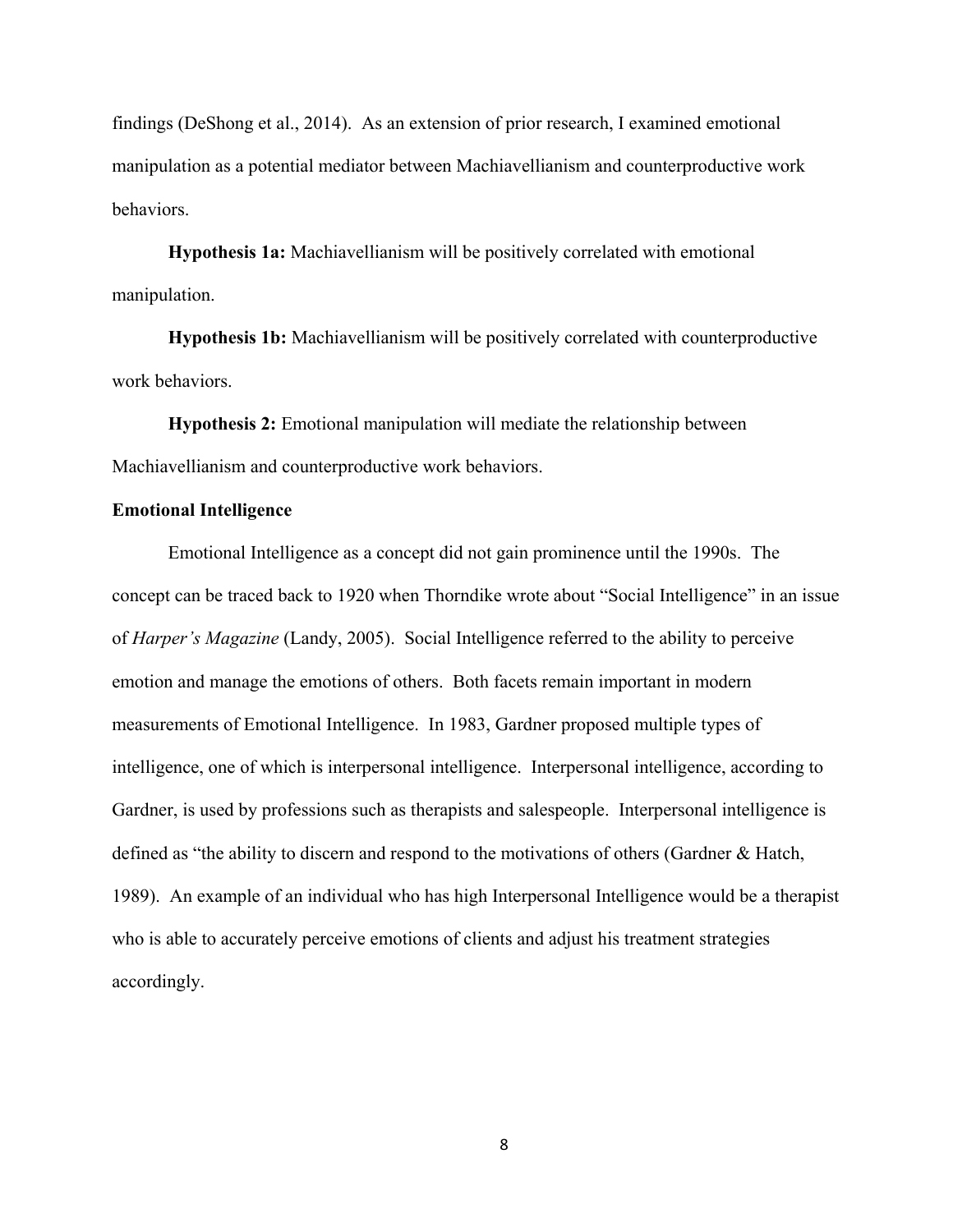findings (DeShong et al., 2014). As an extension of prior research, I examined emotional manipulation as a potential mediator between Machiavellianism and counterproductive work behaviors.

**Hypothesis 1a:** Machiavellianism will be positively correlated with emotional manipulation.

**Hypothesis 1b:** Machiavellianism will be positively correlated with counterproductive work behaviors.

**Hypothesis 2:** Emotional manipulation will mediate the relationship between Machiavellianism and counterproductive work behaviors.

### Emotional Intelligence

Emotional Intelligence as a concept did not gain prominence until the 1990s. The concept can be traced back to 1920 when Thorndike wrote about "Social Intelligence" in an issue of *Harper's Magazine* (Landy, 2005). Social Intelligence referred to the ability to perceive emotion and manage the emotions of others. Both facets remain important in modern measurements of Emotional Intelligence. In 1983, Gardner proposed multiple types of intelligence, one of which is interpersonal intelligence. Interpersonal intelligence, according to Gardner, is used by professions such as therapists and salespeople. Interpersonal intelligence is defined as "the ability to discern and respond to the motivations of others (Gardner & Hatch, 1989). An example of an individual who has high Interpersonal Intelligence would be a therapist who is able to accurately perceive emotions of clients and adjust his treatment strategies accordingly.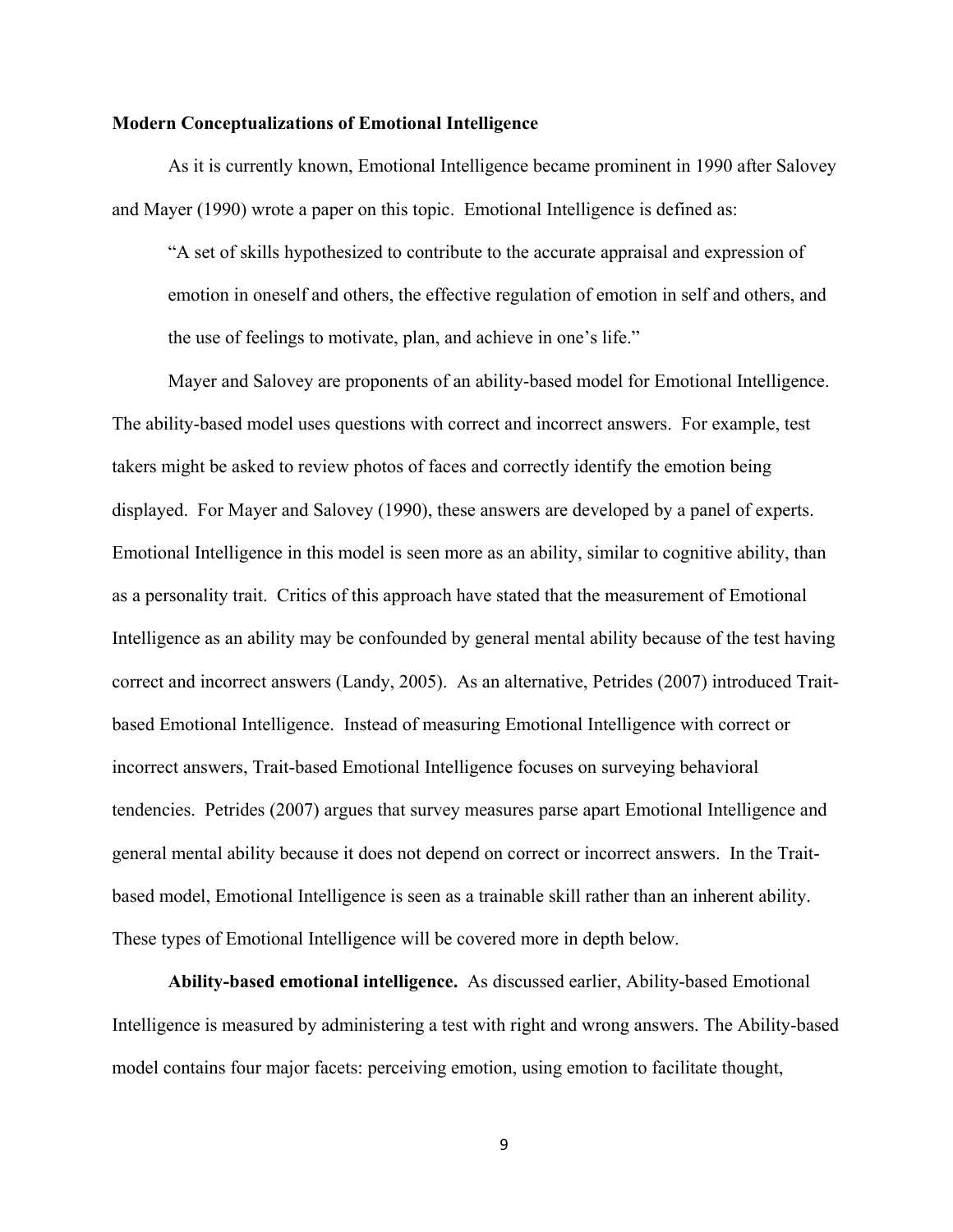**Modern Conceptualizations of Emotional Intelligence**

As it is currently known, Emotional Intelligence became prominent in 1990 after Salovey and Mayer (1990) wrote a paper on this topic. Emotional Intelligence is defined as:

> "A set of skills hypothesized to contribute to the accurate appraisal and expression of emotion in oneself and others, the effective regulation of emotion in self and others, and the use of feelings to motivate, plan, and achieve in one's life."

Mayer and Salovey are proponents of an ability-based model for Emotional Intelligence. The ability-based model uses questions with correct and incorrect answers. For example, test takers might be asked to review photos of faces and correctly identify the emotion being displayed. For Mayer and Salovey (1990), these answers are developed by a panel of experts. Emotional Intelligence in this model is seen more as an ability, similar to cognitive ability, than as a personality trait. Critics of this approach have stated that the measurement of Emotional Intelligence as an ability may be confounded by general mental ability because of the test having correct and incorrect answers (Landy, 2005). As an alternative, Petrides (2007) introduced Trait-based Emotional Intelligence. Instead of measuring Emotional Intelligence with correct or incorrect answers, Trait-based Emotional Intelligence focuses on surveying behavioral tendencies. Petrides (2007) argues that survey measures parse apart Emotional Intelligence and general mental ability because it does not depend on correct or incorrect answers. In the Trait-based model, Emotional Intelligence is seen as a trainable skill rather than an inherent ability. These types of Emotional Intelligence will be covered more in depth below.

**Ability-based emotional intelligence.** As discussed earlier, Ability-based Emotional Intelligence is measured by administering a test with right and wrong answers. The Ability-based model contains four major facets: perceiving emotion, using emotion to facilitate thought,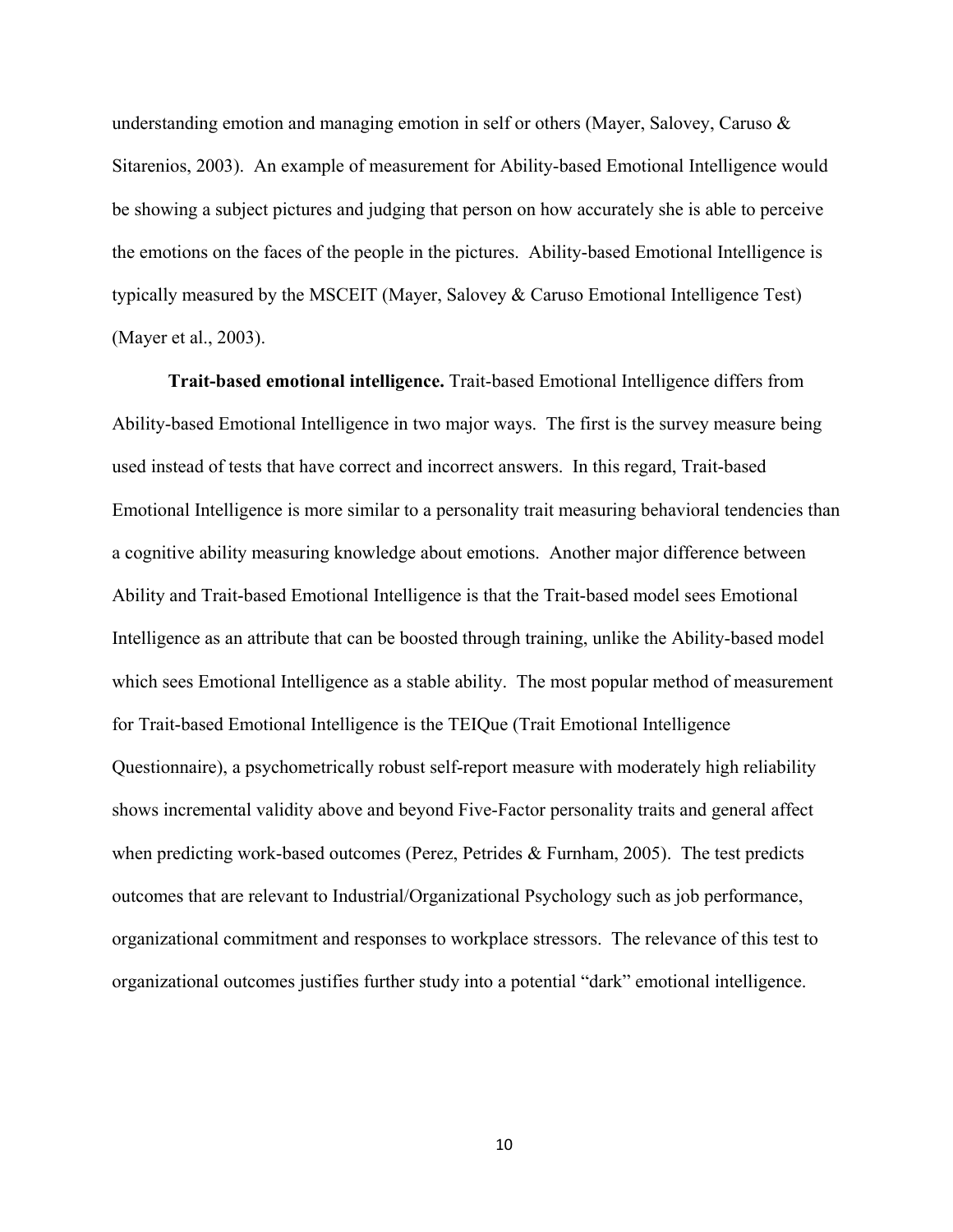understanding emotion and managing emotion in self or others (Mayer, Salovey, Caruso & Sitarenios, 2003). An example of measurement for Ability-based Emotional Intelligence would be showing a subject pictures and judging that person on how accurately she is able to perceive the emotions on the faces of the people in the pictures. Ability-based Emotional Intelligence is typically measured by the MSCEIT (Mayer, Salovey & Caruso Emotional Intelligence Test) (Mayer et al., 2003).

**Trait-based emotional intelligence.** Trait-based Emotional Intelligence differs from Ability-based Emotional Intelligence in two major ways. The first is the survey measure being used instead of tests that have correct and incorrect answers. In this regard, Trait-based Emotional Intelligence is more similar to a personality trait measuring behavioral tendencies than a cognitive ability measuring knowledge about emotions. Another major difference between Ability and Trait-based Emotional Intelligence is that the Trait-based model sees Emotional Intelligence as an attribute that can be boosted through training, unlike the Ability-based model which sees Emotional Intelligence as a stable ability. The most popular method of measurement for Trait-based Emotional Intelligence is the TEIQue (Trait Emotional Intelligence Questionnaire), a psychometrically robust self-report measure with moderately high reliability shows incremental validity above and beyond Five-Factor personality traits and general affect when predicting work-based outcomes (Perez, Petrides & Furnham, 2005). The test predicts outcomes that are relevant to Industrial/Organizational Psychology such as job performance, organizational commitment and responses to workplace stressors. The relevance of this test to organizational outcomes justifies further study into a potential "dark" emotional intelligence.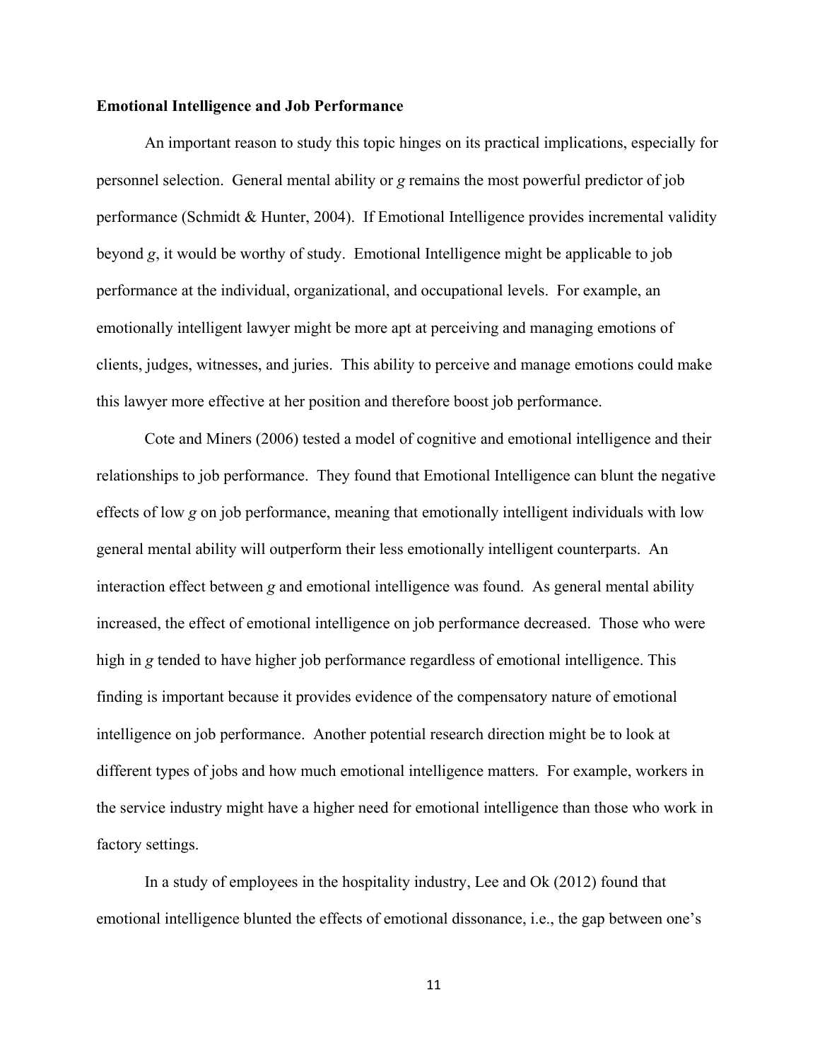**Emotional Intelligence and Job Performance**

An important reason to study this topic hinges on its practical implications, especially for personnel selection. General mental ability or *g* remains the most powerful predictor of job performance (Schmidt & Hunter, 2004). If Emotional Intelligence provides incremental validity beyond *g*, it would be worthy of study. Emotional Intelligence might be applicable to job performance at the individual, organizational, and occupational levels. For example, an emotionally intelligent lawyer might be more apt at perceiving and managing emotions of clients, judges, witnesses, and juries. This ability to perceive and manage emotions could make this lawyer more effective at her position and therefore boost job performance.

Cote and Miners (2006) tested a model of cognitive and emotional intelligence and their relationships to job performance. They found that Emotional Intelligence can blunt the negative effects of low *g* on job performance, meaning that emotionally intelligent individuals with low general mental ability will outperform their less emotionally intelligent counterparts. An interaction effect between *g* and emotional intelligence was found. As general mental ability increased, the effect of emotional intelligence on job performance decreased. Those who were high in *g* tended to have higher job performance regardless of emotional intelligence. This finding is important because it provides evidence of the compensatory nature of emotional intelligence on job performance. Another potential research direction might be to look at different types of jobs and how much emotional intelligence matters. For example, workers in the service industry might have a higher need for emotional intelligence than those who work in factory settings.

In a study of employees in the hospitality industry, Lee and Ok (2012) found that emotional intelligence blunted the effects of emotional dissonance, i.e., the gap between one's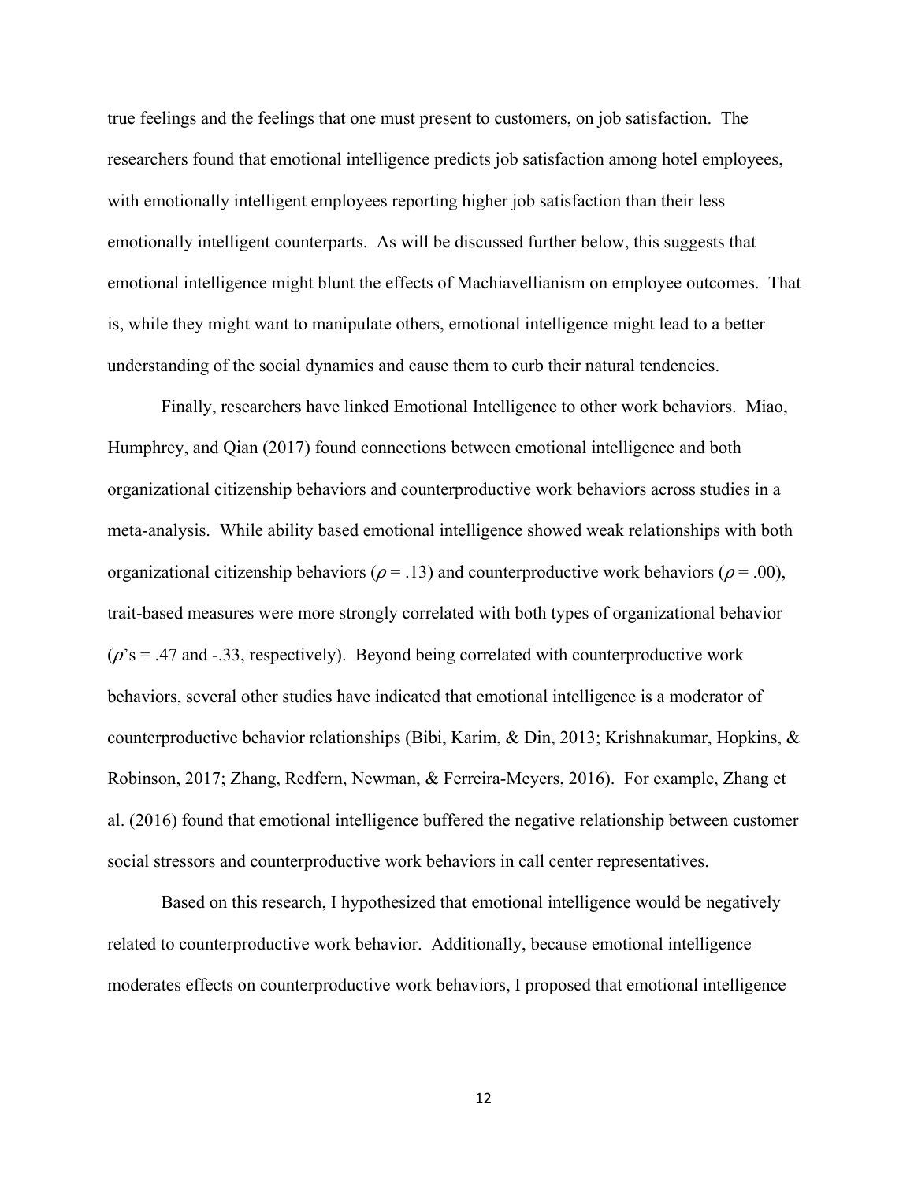true feelings and the feelings that one must present to customers, on job satisfaction. The researchers found that emotional intelligence predicts job satisfaction among hotel employees, with emotionally intelligent employees reporting higher job satisfaction than their less emotionally intelligent counterparts. As will be discussed further below, this suggests that emotional intelligence might blunt the effects of Machiavellianism on employee outcomes. That is, while they might want to manipulate others, emotional intelligence might lead to a better understanding of the social dynamics and cause them to curb their natural tendencies.

Finally, researchers have linked Emotional Intelligence to other work behaviors. Miao, Humphrey, and Qian (2017) found connections between emotional intelligence and both organizational citizenship behaviors and counterproductive work behaviors across studies in a meta-analysis. While ability based emotional intelligence showed weak relationships with both organizational citizenship behaviors ($\rho = .13$) and counterproductive work behaviors ($\rho = .00$), trait-based measures were more strongly correlated with both types of organizational behavior ($\rho$'s = .47 and -.33, respectively). Beyond being correlated with counterproductive work behaviors, several other studies have indicated that emotional intelligence is a moderator of counterproductive behavior relationships (Bibi, Karim, & Din, 2013; Krishnakumar, Hopkins, & Robinson, 2017; Zhang, Redfern, Newman, & Ferreira-Meyers, 2016). For example, Zhang et al. (2016) found that emotional intelligence buffered the negative relationship between customer social stressors and counterproductive work behaviors in call center representatives.

Based on this research, I hypothesized that emotional intelligence would be negatively related to counterproductive work behavior. Additionally, because emotional intelligence moderates effects on counterproductive work behaviors, I proposed that emotional intelligence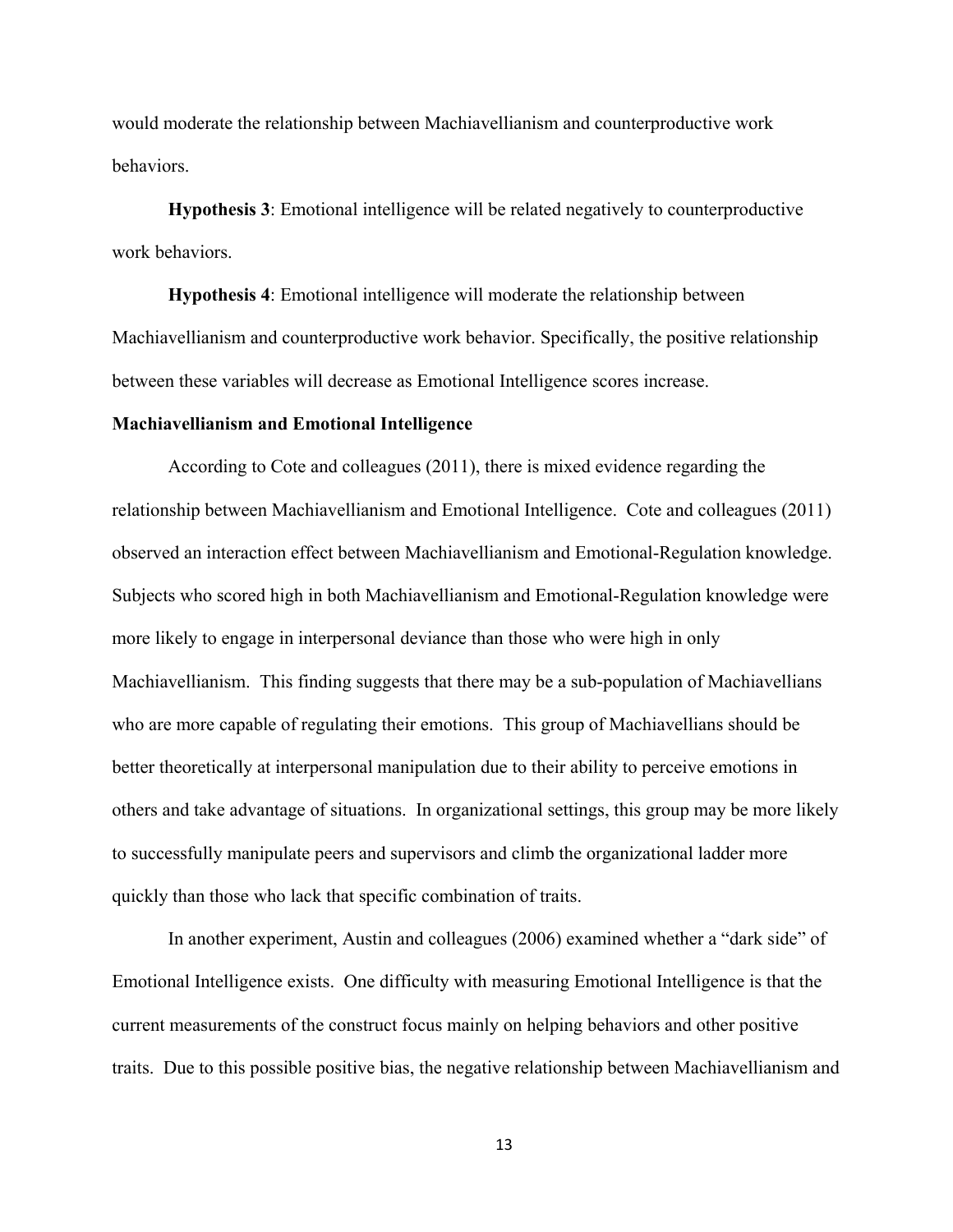would moderate the relationship between Machiavellianism and counterproductive work behaviors.

**Hypothesis 3**: Emotional intelligence will be related negatively to counterproductive work behaviors.

**Hypothesis 4**: Emotional intelligence will moderate the relationship between Machiavellianism and counterproductive work behavior. Specifically, the positive relationship between these variables will decrease as Emotional Intelligence scores increase.

**Machiavellianism and Emotional Intelligence**

According to Cote and colleagues (2011), there is mixed evidence regarding the relationship between Machiavellianism and Emotional Intelligence. Cote and colleagues (2011) observed an interaction effect between Machiavellianism and Emotional-Regulation knowledge. Subjects who scored high in both Machiavellianism and Emotional-Regulation knowledge were more likely to engage in interpersonal deviance than those who were high in only Machiavellianism. This finding suggests that there may be a sub-population of Machiavellians who are more capable of regulating their emotions. This group of Machiavellians should be better theoretically at interpersonal manipulation due to their ability to perceive emotions in others and take advantage of situations. In organizational settings, this group may be more likely to successfully manipulate peers and supervisors and climb the organizational ladder more quickly than those who lack that specific combination of traits.

In another experiment, Austin and colleagues (2006) examined whether a "dark side" of Emotional Intelligence exists. One difficulty with measuring Emotional Intelligence is that the current measurements of the construct focus mainly on helping behaviors and other positive traits. Due to this possible positive bias, the negative relationship between Machiavellianism and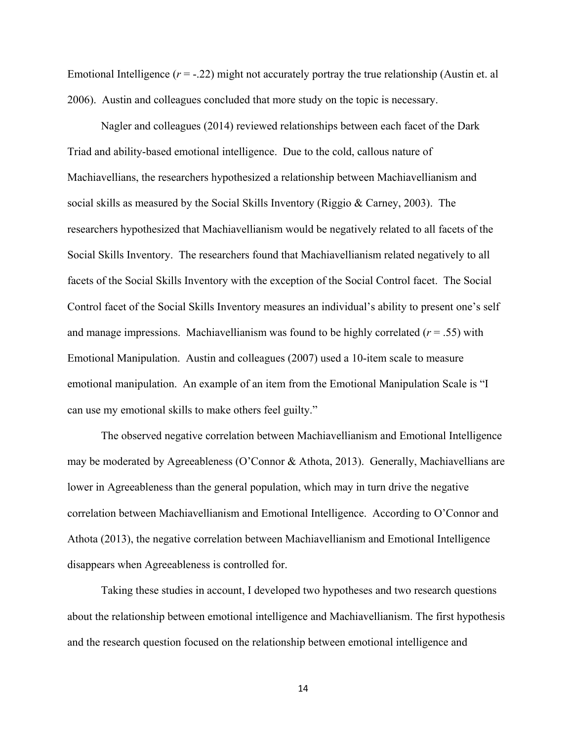Emotional Intelligence ($r$ = -.22) might not accurately portray the true relationship (Austin et. al 2006). Austin and colleagues concluded that more study on the topic is necessary.

Nagler and colleagues (2014) reviewed relationships between each facet of the Dark Triad and ability-based emotional intelligence. Due to the cold, callous nature of Machiavellians, the researchers hypothesized a relationship between Machiavellianism and social skills as measured by the Social Skills Inventory (Riggio & Carney, 2003). The researchers hypothesized that Machiavellianism would be negatively related to all facets of the Social Skills Inventory. The researchers found that Machiavellianism related negatively to all facets of the Social Skills Inventory with the exception of the Social Control facet. The Social Control facet of the Social Skills Inventory measures an individual's ability to present one's self and manage impressions. Machiavellianism was found to be highly correlated ($r$ = .55) with Emotional Manipulation. Austin and colleagues (2007) used a 10-item scale to measure emotional manipulation. An example of an item from the Emotional Manipulation Scale is "I can use my emotional skills to make others feel guilty."

The observed negative correlation between Machiavellianism and Emotional Intelligence may be moderated by Agreeableness (O'Connor & Athota, 2013). Generally, Machiavellians are lower in Agreeableness than the general population, which may in turn drive the negative correlation between Machiavellianism and Emotional Intelligence. According to O'Connor and Athota (2013), the negative correlation between Machiavellianism and Emotional Intelligence disappears when Agreeableness is controlled for.

Taking these studies in account, I developed two hypotheses and two research questions about the relationship between emotional intelligence and Machiavellianism. The first hypothesis and the research question focused on the relationship between emotional intelligence and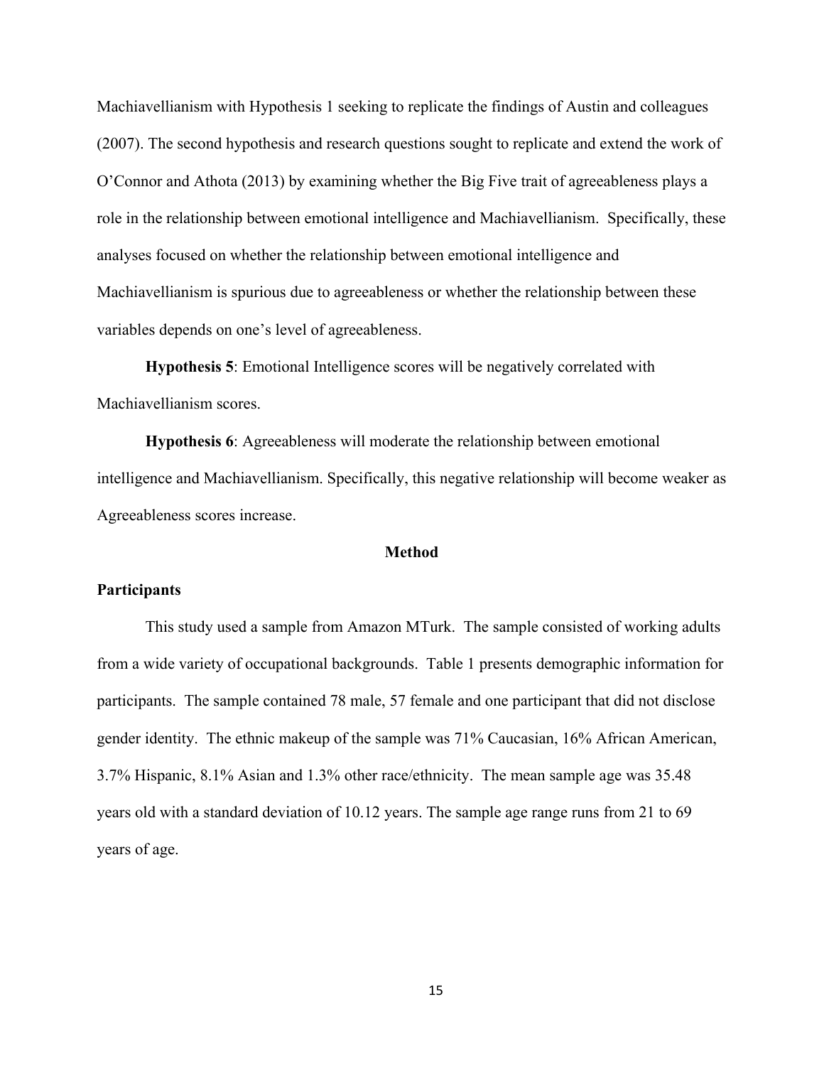Machiavellianism with Hypothesis 1 seeking to replicate the findings of Austin and colleagues (2007). The second hypothesis and research questions sought to replicate and extend the work of O'Connor and Athota (2013) by examining whether the Big Five trait of agreeableness plays a role in the relationship between emotional intelligence and Machiavellianism. Specifically, these analyses focused on whether the relationship between emotional intelligence and Machiavellianism is spurious due to agreeableness or whether the relationship between these variables depends on one's level of agreeableness.

**Hypothesis 5**: Emotional Intelligence scores will be negatively correlated with Machiavellianism scores.

**Hypothesis 6**: Agreeableness will moderate the relationship between emotional intelligence and Machiavellianism. Specifically, this negative relationship will become weaker as Agreeableness scores increase.

## Method

### Participants

This study used a sample from Amazon MTurk. The sample consisted of working adults from a wide variety of occupational backgrounds. Table 1 presents demographic information for participants. The sample contained 78 male, 57 female and one participant that did not disclose gender identity. The ethnic makeup of the sample was 71% Caucasian, 16% African American, 3.7% Hispanic, 8.1% Asian and 1.3% other race/ethnicity. The mean sample age was 35.48 years old with a standard deviation of 10.12 years. The sample age range runs from 21 to 69 years of age.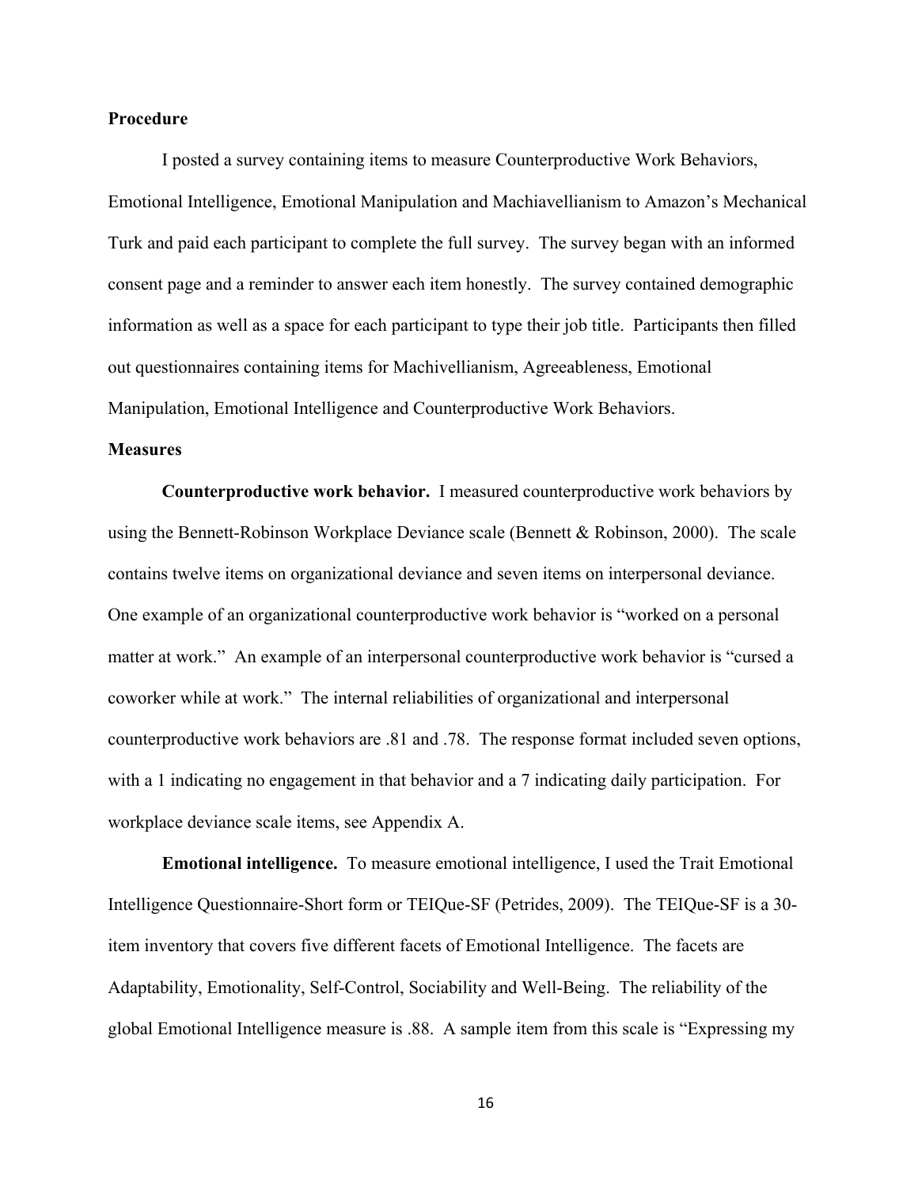**Procedure**

I posted a survey containing items to measure Counterproductive Work Behaviors, Emotional Intelligence, Emotional Manipulation and Machiavellianism to Amazon's Mechanical Turk and paid each participant to complete the full survey. The survey began with an informed consent page and a reminder to answer each item honestly. The survey contained demographic information as well as a space for each participant to type their job title. Participants then filled out questionnaires containing items for Machivellianism, Agreeableness, Emotional Manipulation, Emotional Intelligence and Counterproductive Work Behaviors.

**Measures**

**Counterproductive work behavior.** I measured counterproductive work behaviors by using the Bennett-Robinson Workplace Deviance scale (Bennett & Robinson, 2000). The scale contains twelve items on organizational deviance and seven items on interpersonal deviance. One example of an organizational counterproductive work behavior is "worked on a personal matter at work." An example of an interpersonal counterproductive work behavior is "cursed a coworker while at work." The internal reliabilities of organizational and interpersonal counterproductive work behaviors are .81 and .78. The response format included seven options, with a 1 indicating no engagement in that behavior and a 7 indicating daily participation. For workplace deviance scale items, see Appendix A.

**Emotional intelligence.** To measure emotional intelligence, I used the Trait Emotional Intelligence Questionnaire-Short form or TEIQue-SF (Petrides, 2009). The TEIQue-SF is a 30-item inventory that covers five different facets of Emotional Intelligence. The facets are Adaptability, Emotionality, Self-Control, Sociability and Well-Being. The reliability of the global Emotional Intelligence measure is .88. A sample item from this scale is "Expressing my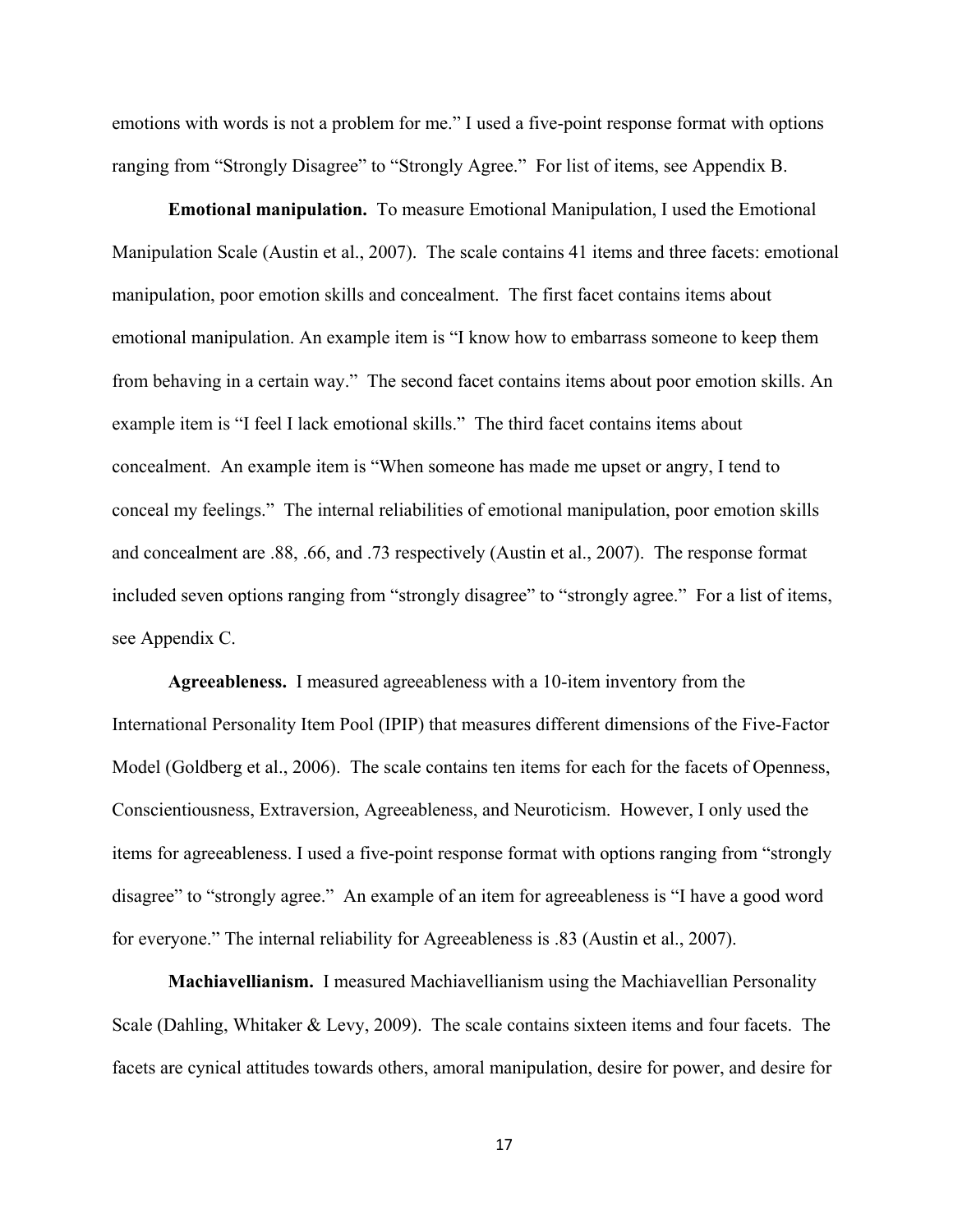emotions with words is not a problem for me." I used a five-point response format with options ranging from "Strongly Disagree" to "Strongly Agree." For list of items, see Appendix B.

**Emotional manipulation.** To measure Emotional Manipulation, I used the Emotional Manipulation Scale (Austin et al., 2007). The scale contains 41 items and three facets: emotional manipulation, poor emotion skills and concealment. The first facet contains items about emotional manipulation. An example item is "I know how to embarrass someone to keep them from behaving in a certain way." The second facet contains items about poor emotion skills. An example item is "I feel I lack emotional skills." The third facet contains items about concealment. An example item is "When someone has made me upset or angry, I tend to conceal my feelings." The internal reliabilities of emotional manipulation, poor emotion skills and concealment are .88, .66, and .73 respectively (Austin et al., 2007). The response format included seven options ranging from "strongly disagree" to "strongly agree." For a list of items, see Appendix C.

**Agreeableness.** I measured agreeableness with a 10-item inventory from the International Personality Item Pool (IPIP) that measures different dimensions of the Five-Factor Model (Goldberg et al., 2006). The scale contains ten items for each for the facets of Openness, Conscientiousness, Extraversion, Agreeableness, and Neuroticism. However, I only used the items for agreeableness. I used a five-point response format with options ranging from "strongly disagree" to "strongly agree." An example of an item for agreeableness is "I have a good word for everyone." The internal reliability for Agreeableness is .83 (Austin et al., 2007).

**Machiavellianism.** I measured Machiavellianism using the Machiavellian Personality Scale (Dahling, Whitaker & Levy, 2009). The scale contains sixteen items and four facets. The facets are cynical attitudes towards others, amoral manipulation, desire for power, and desire for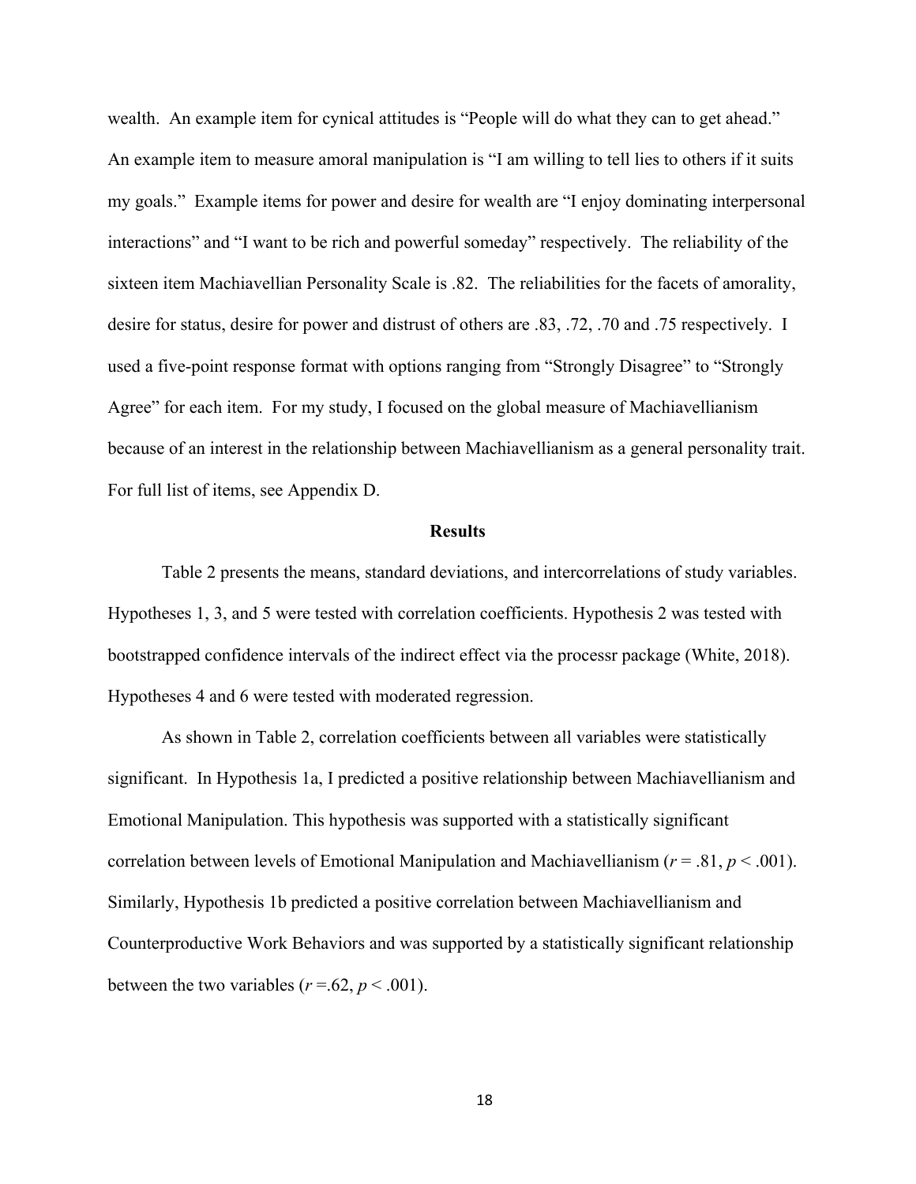wealth. An example item for cynical attitudes is "People will do what they can to get ahead." An example item to measure amoral manipulation is "I am willing to tell lies to others if it suits my goals." Example items for power and desire for wealth are "I enjoy dominating interpersonal interactions" and "I want to be rich and powerful someday" respectively. The reliability of the sixteen item Machiavellian Personality Scale is .82. The reliabilities for the facets of amorality, desire for status, desire for power and distrust of others are .83, .72, .70 and .75 respectively. I used a five-point response format with options ranging from "Strongly Disagree" to "Strongly Agree" for each item. For my study, I focused on the global measure of Machiavellianism because of an interest in the relationship between Machiavellianism as a general personality trait. For full list of items, see Appendix D.

## Results

Table 2 presents the means, standard deviations, and intercorrelations of study variables. Hypotheses 1, 3, and 5 were tested with correlation coefficients. Hypothesis 2 was tested with bootstrapped confidence intervals of the indirect effect via the processr package (White, 2018). Hypotheses 4 and 6 were tested with moderated regression.

As shown in Table 2, correlation coefficients between all variables were statistically significant. In Hypothesis 1a, I predicted a positive relationship between Machiavellianism and Emotional Manipulation. This hypothesis was supported with a statistically significant correlation between levels of Emotional Manipulation and Machiavellianism ($r = .81$, $p < .001$). Similarly, Hypothesis 1b predicted a positive correlation between Machiavellianism and Counterproductive Work Behaviors and was supported by a statistically significant relationship between the two variables ($r = .62$, $p < .001$).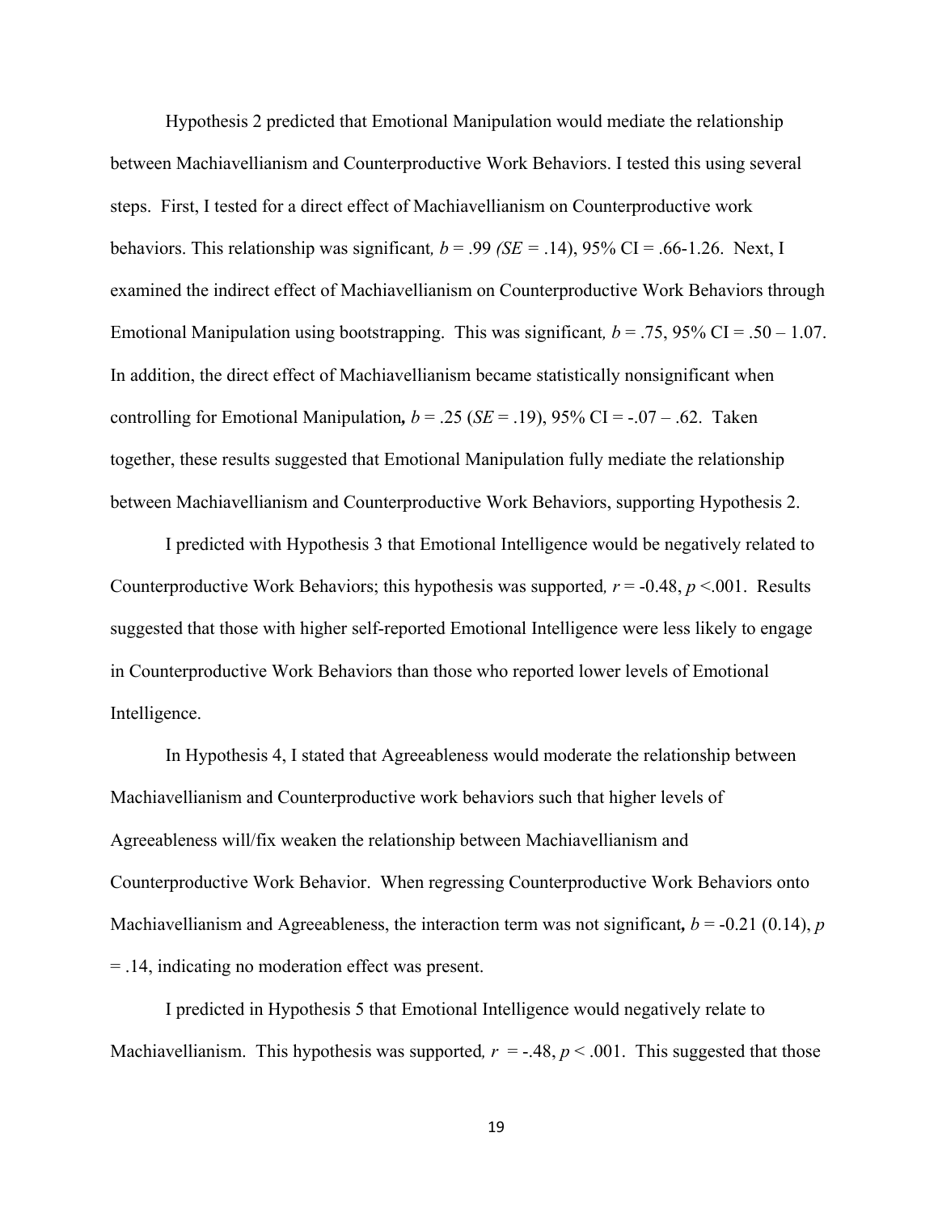Hypothesis 2 predicted that Emotional Manipulation would mediate the relationship between Machiavellianism and Counterproductive Work Behaviors. I tested this using several steps. First, I tested for a direct effect of Machiavellianism on Counterproductive work behaviors. This relationship was significant, $b = .99$ ($SE = .14$), 95% CI = .66-1.26. Next, I examined the indirect effect of Machiavellianism on Counterproductive Work Behaviors through Emotional Manipulation using bootstrapping. This was significant, $b = .75$, 95% CI = .50 – 1.07. In addition, the direct effect of Machiavellianism became statistically nonsignificant when controlling for Emotional Manipulation, $b = .25$ ($SE = .19$), 95% CI = -.07 – .62. Taken together, these results suggested that Emotional Manipulation fully mediate the relationship between Machiavellianism and Counterproductive Work Behaviors, supporting Hypothesis 2.

I predicted with Hypothesis 3 that Emotional Intelligence would be negatively related to Counterproductive Work Behaviors; this hypothesis was supported, $r = -0.48$, $p < .001$. Results suggested that those with higher self-reported Emotional Intelligence were less likely to engage in Counterproductive Work Behaviors than those who reported lower levels of Emotional Intelligence.

In Hypothesis 4, I stated that Agreeableness would moderate the relationship between Machiavellianism and Counterproductive work behaviors such that higher levels of Agreeableness will/fix weaken the relationship between Machiavellianism and Counterproductive Work Behavior. When regressing Counterproductive Work Behaviors onto Machiavellianism and Agreeableness, the interaction term was not significant, $b = -0.21$ (0.14), $p = .14$, indicating no moderation effect was present.

I predicted in Hypothesis 5 that Emotional Intelligence would negatively relate to Machiavellianism. This hypothesis was supported, $r = -.48$, $p < .001$. This suggested that those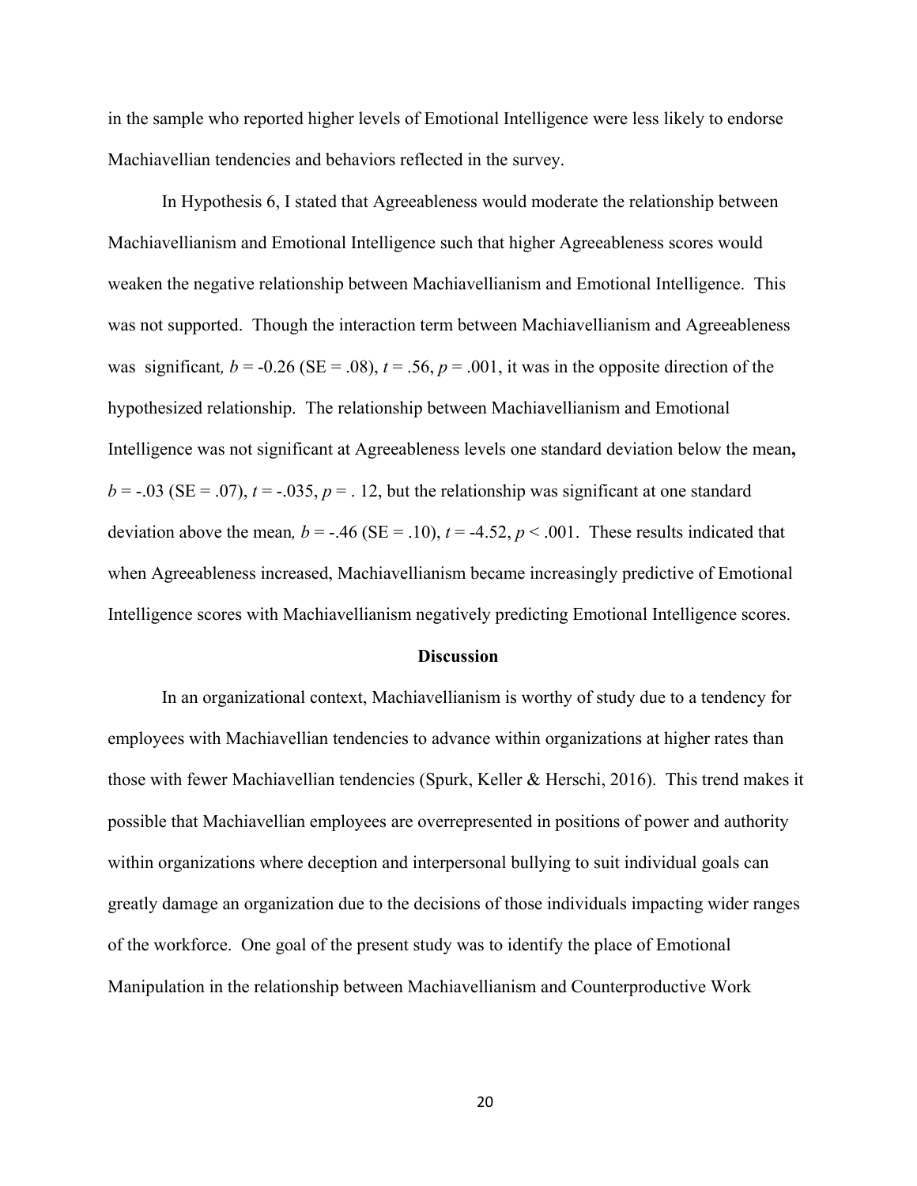in the sample who reported higher levels of Emotional Intelligence were less likely to endorse Machiavellian tendencies and behaviors reflected in the survey.

In Hypothesis 6, I stated that Agreeableness would moderate the relationship between Machiavellianism and Emotional Intelligence such that higher Agreeableness scores would weaken the negative relationship between Machiavellianism and Emotional Intelligence. This was not supported. Though the interaction term between Machiavellianism and Agreeableness was significant, $b = -0.26$ (SE = .08), $t = .56$, $p = .001$, it was in the opposite direction of the hypothesized relationship. The relationship between Machiavellianism and Emotional Intelligence was not significant at Agreeableness levels one standard deviation below the mean, $b = -.03$ (SE = .07), $t = -.035$, $p = .12$, but the relationship was significant at one standard deviation above the mean, $b = -.46$ (SE = .10), $t = -4.52$, $p < .001$. These results indicated that when Agreeableness increased, Machiavellianism became increasingly predictive of Emotional Intelligence scores with Machiavellianism negatively predicting Emotional Intelligence scores.

## Discussion

In an organizational context, Machiavellianism is worthy of study due to a tendency for employees with Machiavellian tendencies to advance within organizations at higher rates than those with fewer Machiavellian tendencies (Spurk, Keller & Herschi, 2016). This trend makes it possible that Machiavellian employees are overrepresented in positions of power and authority within organizations where deception and interpersonal bullying to suit individual goals can greatly damage an organization due to the decisions of those individuals impacting wider ranges of the workforce. One goal of the present study was to identify the place of Emotional Manipulation in the relationship between Machiavellianism and Counterproductive Work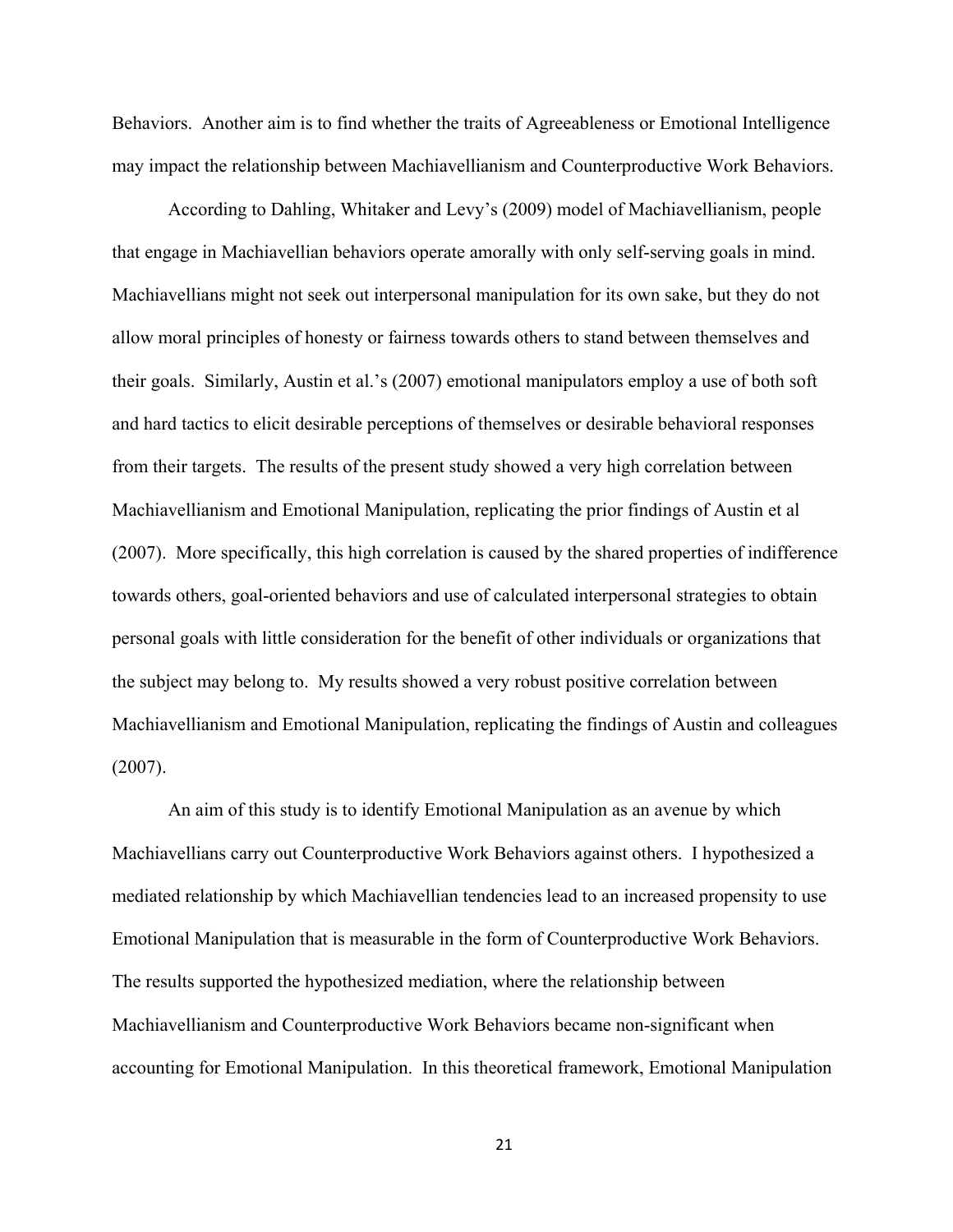Behaviors. Another aim is to find whether the traits of Agreeableness or Emotional Intelligence may impact the relationship between Machiavellianism and Counterproductive Work Behaviors.

According to Dahling, Whitaker and Levy's (2009) model of Machiavellianism, people that engage in Machiavellian behaviors operate amorally with only self-serving goals in mind. Machiavellians might not seek out interpersonal manipulation for its own sake, but they do not allow moral principles of honesty or fairness towards others to stand between themselves and their goals. Similarly, Austin et al.'s (2007) emotional manipulators employ a use of both soft and hard tactics to elicit desirable perceptions of themselves or desirable behavioral responses from their targets. The results of the present study showed a very high correlation between Machiavellianism and Emotional Manipulation, replicating the prior findings of Austin et al (2007). More specifically, this high correlation is caused by the shared properties of indifference towards others, goal-oriented behaviors and use of calculated interpersonal strategies to obtain personal goals with little consideration for the benefit of other individuals or organizations that the subject may belong to. My results showed a very robust positive correlation between Machiavellianism and Emotional Manipulation, replicating the findings of Austin and colleagues (2007).

An aim of this study is to identify Emotional Manipulation as an avenue by which Machiavellians carry out Counterproductive Work Behaviors against others. I hypothesized a mediated relationship by which Machiavellian tendencies lead to an increased propensity to use Emotional Manipulation that is measurable in the form of Counterproductive Work Behaviors. The results supported the hypothesized mediation, where the relationship between Machiavellianism and Counterproductive Work Behaviors became non-significant when accounting for Emotional Manipulation. In this theoretical framework, Emotional Manipulation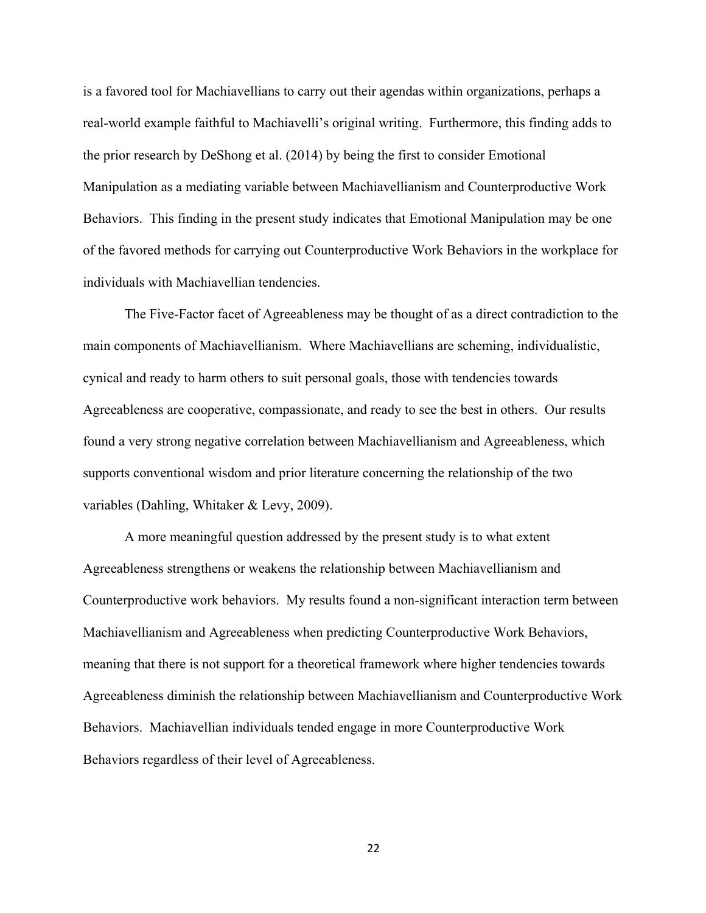is a favored tool for Machiavellians to carry out their agendas within organizations, perhaps a real-world example faithful to Machiavelli's original writing. Furthermore, this finding adds to the prior research by DeShong et al. (2014) by being the first to consider Emotional Manipulation as a mediating variable between Machiavellianism and Counterproductive Work Behaviors. This finding in the present study indicates that Emotional Manipulation may be one of the favored methods for carrying out Counterproductive Work Behaviors in the workplace for individuals with Machiavellian tendencies.

The Five-Factor facet of Agreeableness may be thought of as a direct contradiction to the main components of Machiavellianism. Where Machiavellians are scheming, individualistic, cynical and ready to harm others to suit personal goals, those with tendencies towards Agreeableness are cooperative, compassionate, and ready to see the best in others. Our results found a very strong negative correlation between Machiavellianism and Agreeableness, which supports conventional wisdom and prior literature concerning the relationship of the two variables (Dahling, Whitaker & Levy, 2009).

A more meaningful question addressed by the present study is to what extent Agreeableness strengthens or weakens the relationship between Machiavellianism and Counterproductive work behaviors. My results found a non-significant interaction term between Machiavellianism and Agreeableness when predicting Counterproductive Work Behaviors, meaning that there is not support for a theoretical framework where higher tendencies towards Agreeableness diminish the relationship between Machiavellianism and Counterproductive Work Behaviors. Machiavellian individuals tended engage in more Counterproductive Work Behaviors regardless of their level of Agreeableness.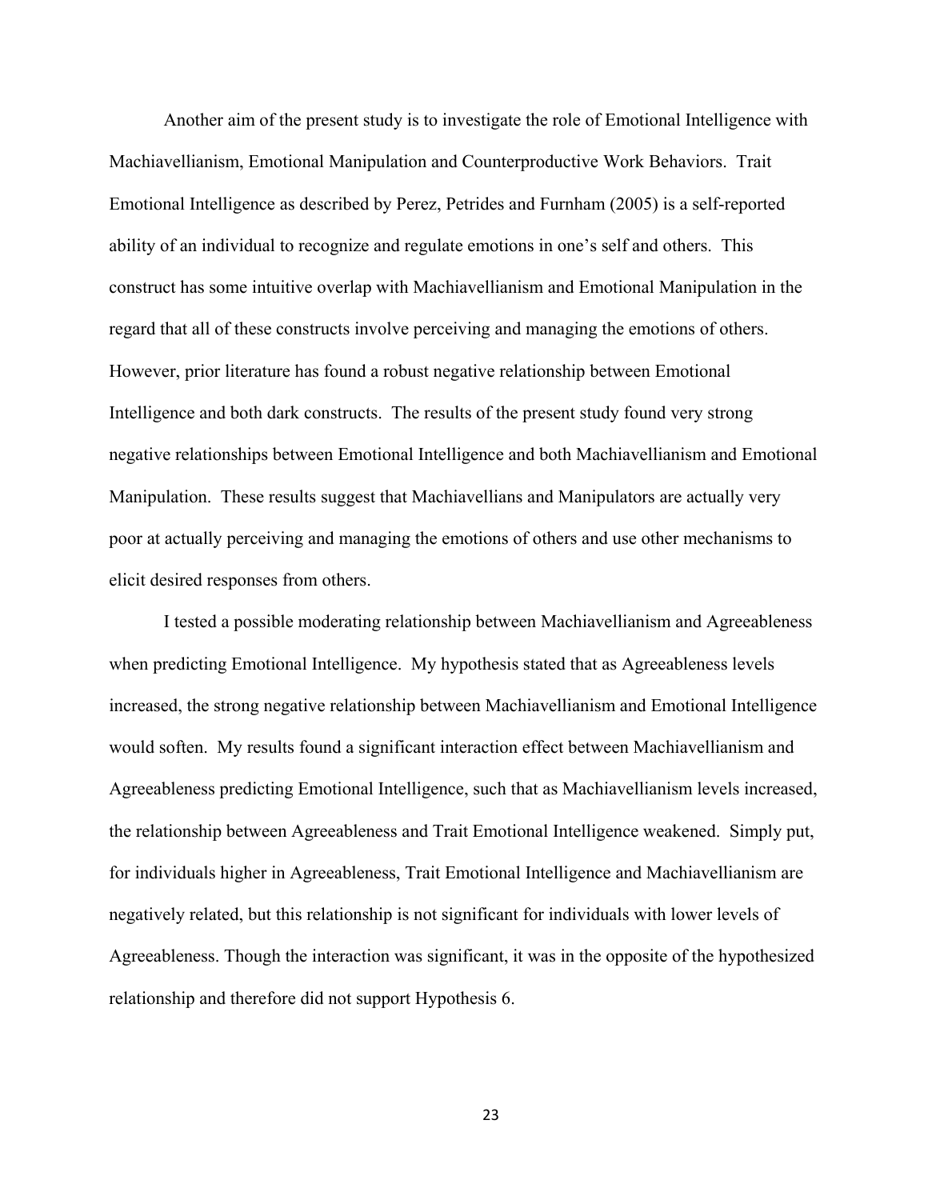Another aim of the present study is to investigate the role of Emotional Intelligence with Machiavellianism, Emotional Manipulation and Counterproductive Work Behaviors. Trait Emotional Intelligence as described by Perez, Petrides and Furnham (2005) is a self-reported ability of an individual to recognize and regulate emotions in one's self and others. This construct has some intuitive overlap with Machiavellianism and Emotional Manipulation in the regard that all of these constructs involve perceiving and managing the emotions of others. However, prior literature has found a robust negative relationship between Emotional Intelligence and both dark constructs. The results of the present study found very strong negative relationships between Emotional Intelligence and both Machiavellianism and Emotional Manipulation. These results suggest that Machiavellians and Manipulators are actually very poor at actually perceiving and managing the emotions of others and use other mechanisms to elicit desired responses from others.

I tested a possible moderating relationship between Machiavellianism and Agreeableness when predicting Emotional Intelligence. My hypothesis stated that as Agreeableness levels increased, the strong negative relationship between Machiavellianism and Emotional Intelligence would soften. My results found a significant interaction effect between Machiavellianism and Agreeableness predicting Emotional Intelligence, such that as Machiavellianism levels increased, the relationship between Agreeableness and Trait Emotional Intelligence weakened. Simply put, for individuals higher in Agreeableness, Trait Emotional Intelligence and Machiavellianism are negatively related, but this relationship is not significant for individuals with lower levels of Agreeableness. Though the interaction was significant, it was in the opposite of the hypothesized relationship and therefore did not support Hypothesis 6.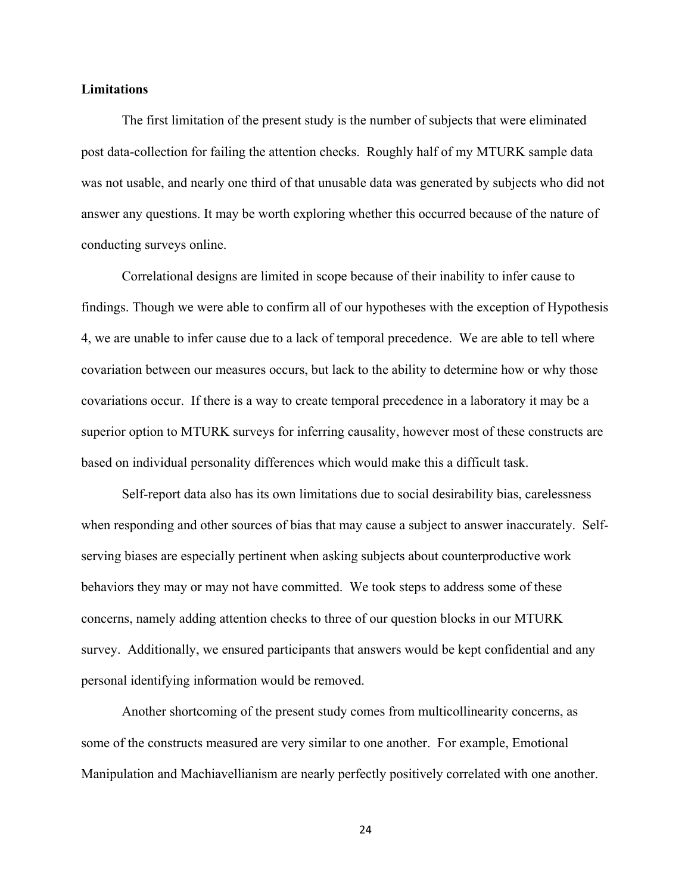**Limitations**

The first limitation of the present study is the number of subjects that were eliminated post data-collection for failing the attention checks. Roughly half of my MTURK sample data was not usable, and nearly one third of that unusable data was generated by subjects who did not answer any questions. It may be worth exploring whether this occurred because of the nature of conducting surveys online.

Correlational designs are limited in scope because of their inability to infer cause to findings. Though we were able to confirm all of our hypotheses with the exception of Hypothesis 4, we are unable to infer cause due to a lack of temporal precedence. We are able to tell where covariation between our measures occurs, but lack to the ability to determine how or why those covariations occur. If there is a way to create temporal precedence in a laboratory it may be a superior option to MTURK surveys for inferring causality, however most of these constructs are based on individual personality differences which would make this a difficult task.

Self-report data also has its own limitations due to social desirability bias, carelessness when responding and other sources of bias that may cause a subject to answer inaccurately. Self-serving biases are especially pertinent when asking subjects about counterproductive work behaviors they may or may not have committed. We took steps to address some of these concerns, namely adding attention checks to three of our question blocks in our MTURK survey. Additionally, we ensured participants that answers would be kept confidential and any personal identifying information would be removed.

Another shortcoming of the present study comes from multicollinearity concerns, as some of the constructs measured are very similar to one another. For example, Emotional Manipulation and Machiavellianism are nearly perfectly positively correlated with one another.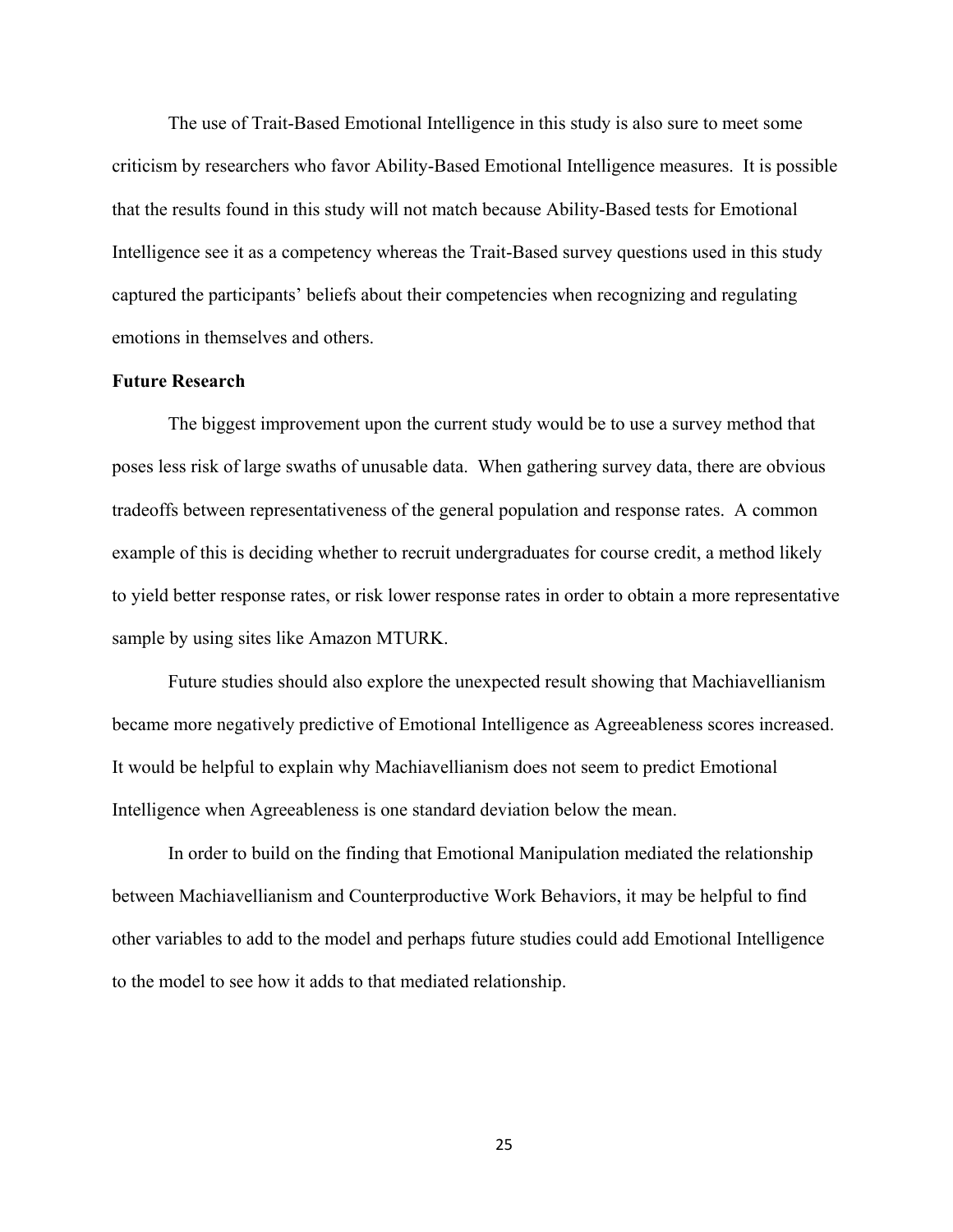The use of Trait-Based Emotional Intelligence in this study is also sure to meet some criticism by researchers who favor Ability-Based Emotional Intelligence measures. It is possible that the results found in this study will not match because Ability-Based tests for Emotional Intelligence see it as a competency whereas the Trait-Based survey questions used in this study captured the participants' beliefs about their competencies when recognizing and regulating emotions in themselves and others.

**Future Research**

The biggest improvement upon the current study would be to use a survey method that poses less risk of large swaths of unusable data. When gathering survey data, there are obvious tradeoffs between representativeness of the general population and response rates. A common example of this is deciding whether to recruit undergraduates for course credit, a method likely to yield better response rates, or risk lower response rates in order to obtain a more representative sample by using sites like Amazon MTURK.

Future studies should also explore the unexpected result showing that Machiavellianism became more negatively predictive of Emotional Intelligence as Agreeableness scores increased. It would be helpful to explain why Machiavellianism does not seem to predict Emotional Intelligence when Agreeableness is one standard deviation below the mean.

In order to build on the finding that Emotional Manipulation mediated the relationship between Machiavellianism and Counterproductive Work Behaviors, it may be helpful to find other variables to add to the model and perhaps future studies could add Emotional Intelligence to the model to see how it adds to that mediated relationship.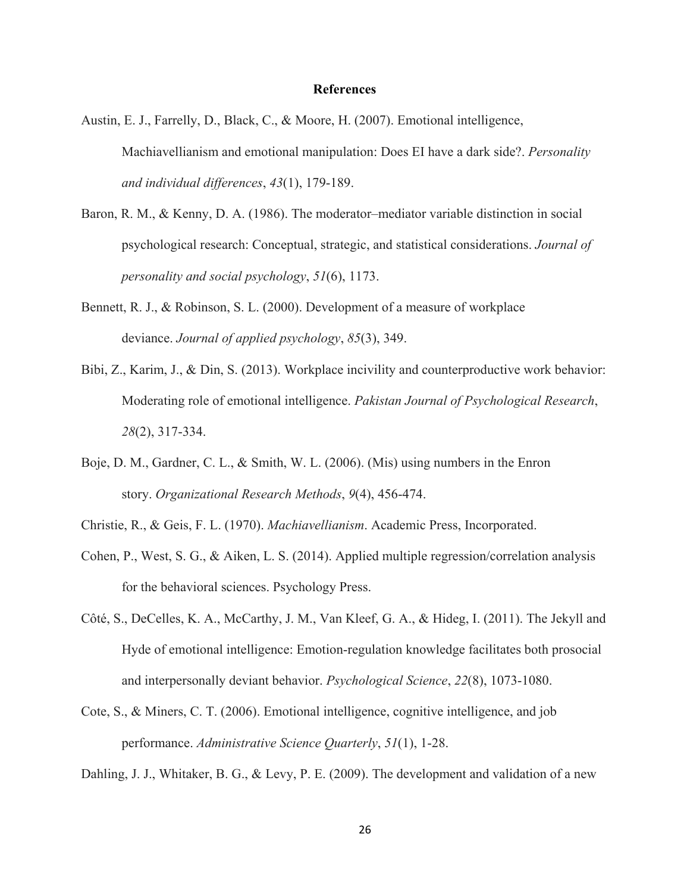# References

Austin, E. J., Farrelly, D., Black, C., & Moore, H. (2007). Emotional intelligence, Machiavellianism and emotional manipulation: Does EI have a dark side?. *Personality and individual differences*, *43*(1), 179-189.

Baron, R. M., & Kenny, D. A. (1986). The moderator–mediator variable distinction in social psychological research: Conceptual, strategic, and statistical considerations. *Journal of personality and social psychology*, *51*(6), 1173.

Bennett, R. J., & Robinson, S. L. (2000). Development of a measure of workplace deviance. *Journal of applied psychology*, *85*(3), 349.

Bibi, Z., Karim, J., & Din, S. (2013). Workplace incivility and counterproductive work behavior: Moderating role of emotional intelligence. *Pakistan Journal of Psychological Research*, *28*(2), 317-334.

Boje, D. M., Gardner, C. L., & Smith, W. L. (2006). (Mis) using numbers in the Enron story. *Organizational Research Methods*, *9*(4), 456-474.

Christie, R., & Geis, F. L. (1970). *Machiavellianism*. Academic Press, Incorporated.

Cohen, P., West, S. G., & Aiken, L. S. (2014). Applied multiple regression/correlation analysis for the behavioral sciences. Psychology Press.

Côté, S., DeCelles, K. A., McCarthy, J. M., Van Kleef, G. A., & Hideg, I. (2011). The Jekyll and Hyde of emotional intelligence: Emotion-regulation knowledge facilitates both prosocial and interpersonally deviant behavior. *Psychological Science*, *22*(8), 1073-1080.

Cote, S., & Miners, C. T. (2006). Emotional intelligence, cognitive intelligence, and job performance. *Administrative Science Quarterly*, *51*(1), 1-28.

Dahling, J. J., Whitaker, B. G., & Levy, P. E. (2009). The development and validation of a new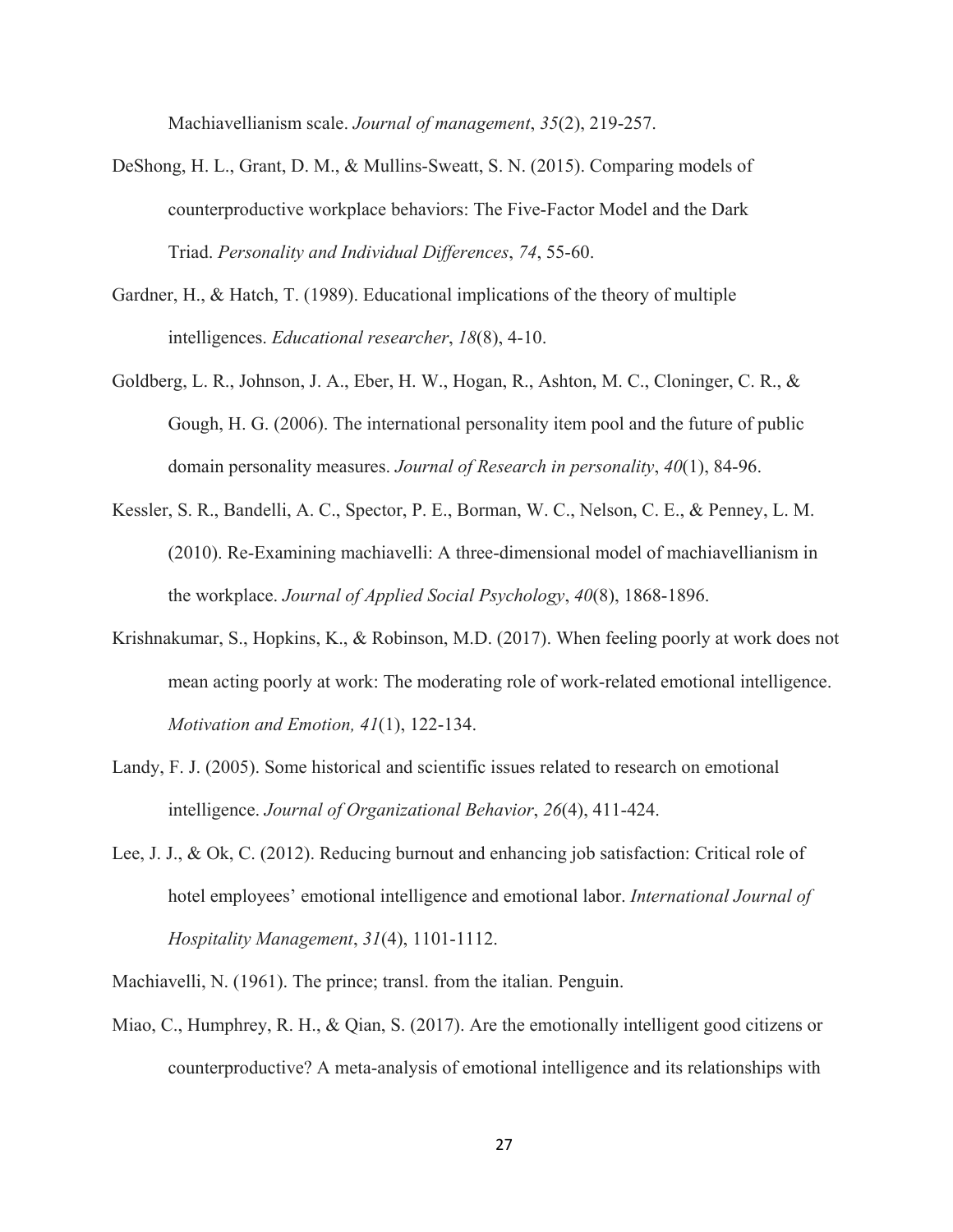Machiavellianism scale. *Journal of management*, *35*(2), 219-257.

DeShong, H. L., Grant, D. M., & Mullins-Sweatt, S. N. (2015). Comparing models of counterproductive workplace behaviors: The Five-Factor Model and the Dark Triad. *Personality and Individual Differences*, *74*, 55-60.

Gardner, H., & Hatch, T. (1989). Educational implications of the theory of multiple intelligences. *Educational researcher*, *18*(8), 4-10.

Goldberg, L. R., Johnson, J. A., Eber, H. W., Hogan, R., Ashton, M. C., Cloninger, C. R., & Gough, H. G. (2006). The international personality item pool and the future of public domain personality measures. *Journal of Research in personality*, *40*(1), 84-96.

Kessler, S. R., Bandelli, A. C., Spector, P. E., Borman, W. C., Nelson, C. E., & Penney, L. M. (2010). Re-Examining machiavelli: A three-dimensional model of machiavellianism in the workplace. *Journal of Applied Social Psychology*, *40*(8), 1868-1896.

Krishnakumar, S., Hopkins, K., & Robinson, M.D. (2017). When feeling poorly at work does not mean acting poorly at work: The moderating role of work-related emotional intelligence. *Motivation and Emotion, 41*(1), 122-134.

Landy, F. J. (2005). Some historical and scientific issues related to research on emotional intelligence. *Journal of Organizational Behavior*, *26*(4), 411-424.

Lee, J. J., & Ok, C. (2012). Reducing burnout and enhancing job satisfaction: Critical role of hotel employees' emotional intelligence and emotional labor. *International Journal of Hospitality Management*, *31*(4), 1101-1112.

Machiavelli, N. (1961). The prince; transl. from the italian. Penguin.

Miao, C., Humphrey, R. H., & Qian, S. (2017). Are the emotionally intelligent good citizens or counterproductive? A meta-analysis of emotional intelligence and its relationships with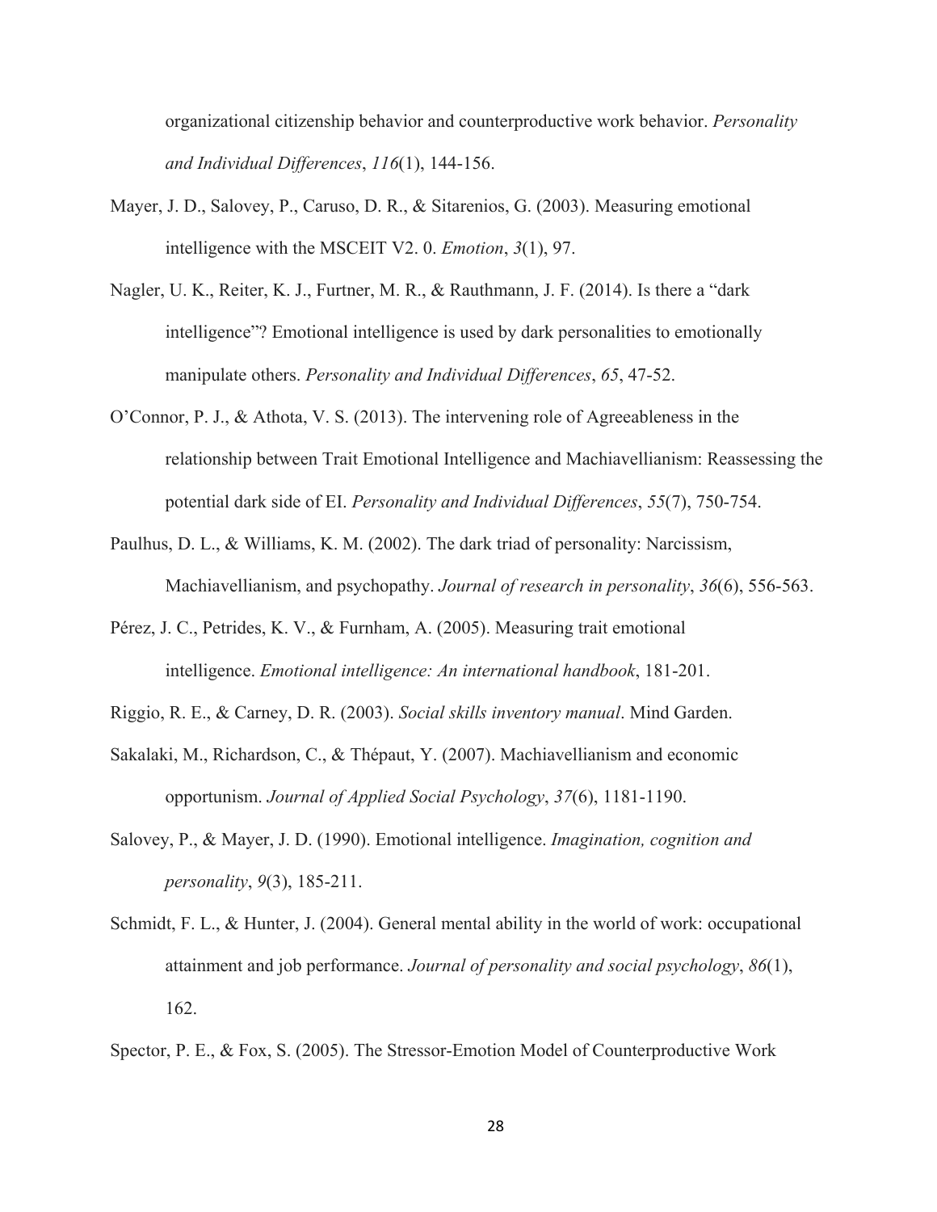organizational citizenship behavior and counterproductive work behavior. *Personality and Individual Differences*, *116*(1), 144-156.

Mayer, J. D., Salovey, P., Caruso, D. R., & Sitarenios, G. (2003). Measuring emotional intelligence with the MSCEIT V2. 0. *Emotion*, *3*(1), 97.

Nagler, U. K., Reiter, K. J., Furtner, M. R., & Rauthmann, J. F. (2014). Is there a "dark intelligence"? Emotional intelligence is used by dark personalities to emotionally manipulate others. *Personality and Individual Differences*, *65*, 47-52.

O'Connor, P. J., & Athota, V. S. (2013). The intervening role of Agreeableness in the relationship between Trait Emotional Intelligence and Machiavellianism: Reassessing the potential dark side of EI. *Personality and Individual Differences*, *55*(7), 750-754.

Paulhus, D. L., & Williams, K. M. (2002). The dark triad of personality: Narcissism, Machiavellianism, and psychopathy. *Journal of research in personality*, *36*(6), 556-563.

Pérez, J. C., Petrides, K. V., & Furnham, A. (2005). Measuring trait emotional intelligence. *Emotional intelligence: An international handbook*, 181-201.

Riggio, R. E., & Carney, D. R. (2003). *Social skills inventory manual*. Mind Garden.

Sakalaki, M., Richardson, C., & Thépaut, Y. (2007). Machiavellianism and economic opportunism. *Journal of Applied Social Psychology*, *37*(6), 1181-1190.

Salovey, P., & Mayer, J. D. (1990). Emotional intelligence. *Imagination, cognition and personality*, *9*(3), 185-211.

Schmidt, F. L., & Hunter, J. (2004). General mental ability in the world of work: occupational attainment and job performance. *Journal of personality and social psychology*, *86*(1), 162.

Spector, P. E., & Fox, S. (2005). The Stressor-Emotion Model of Counterproductive Work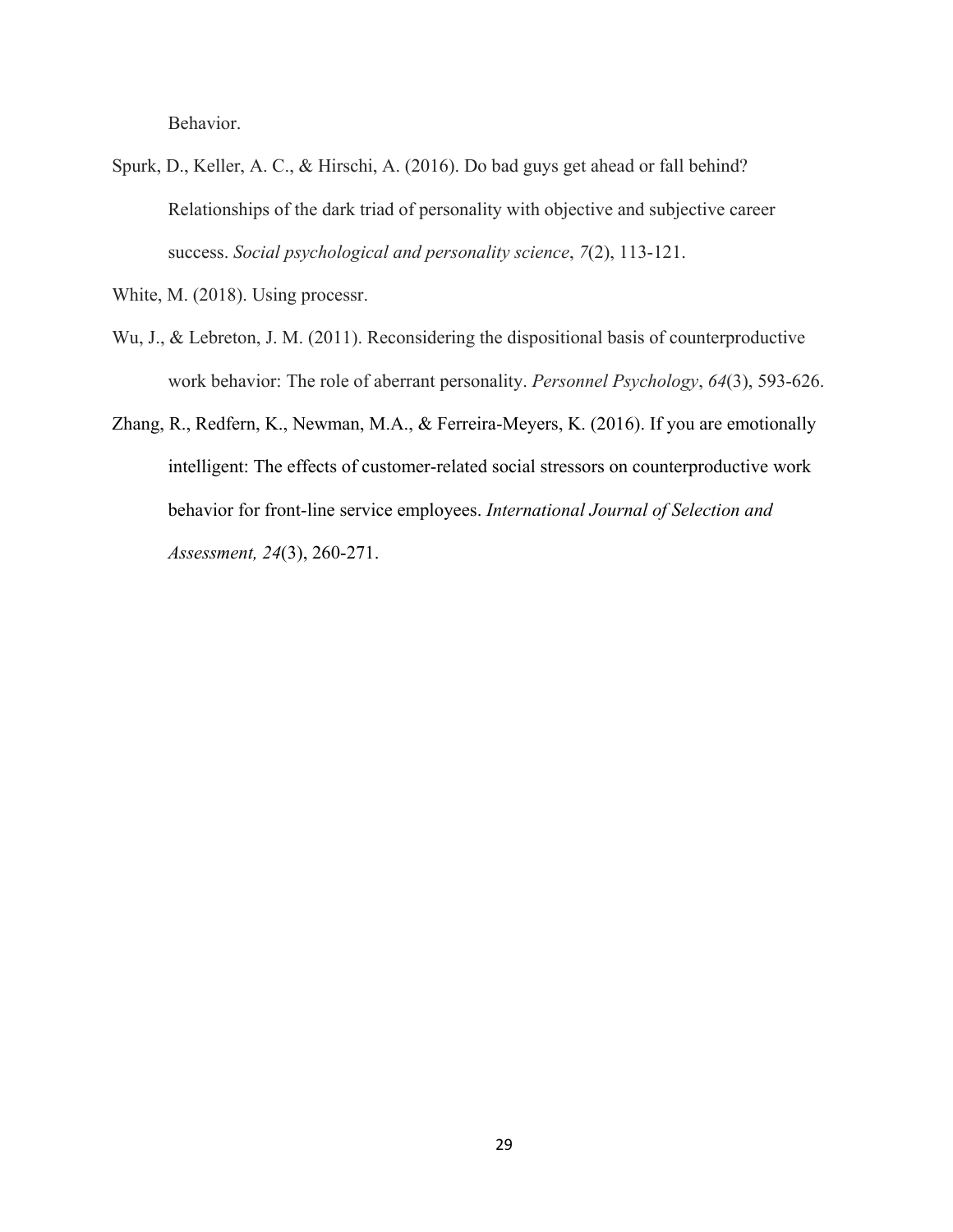Behavior.

Spurk, D., Keller, A. C., & Hirschi, A. (2016). Do bad guys get ahead or fall behind? Relationships of the dark triad of personality with objective and subjective career success. *Social psychological and personality science*, *7*(2), 113-121.

White, M. (2018). Using processr.

Wu, J., & Lebreton, J. M. (2011). Reconsidering the dispositional basis of counterproductive work behavior: The role of aberrant personality. *Personnel Psychology*, *64*(3), 593-626.

Zhang, R., Redfern, K., Newman, M.A., & Ferreira-Meyers, K. (2016). If you are emotionally intelligent: The effects of customer-related social stressors on counterproductive work behavior for front-line service employees. *International Journal of Selection and Assessment, 24*(3), 260-271.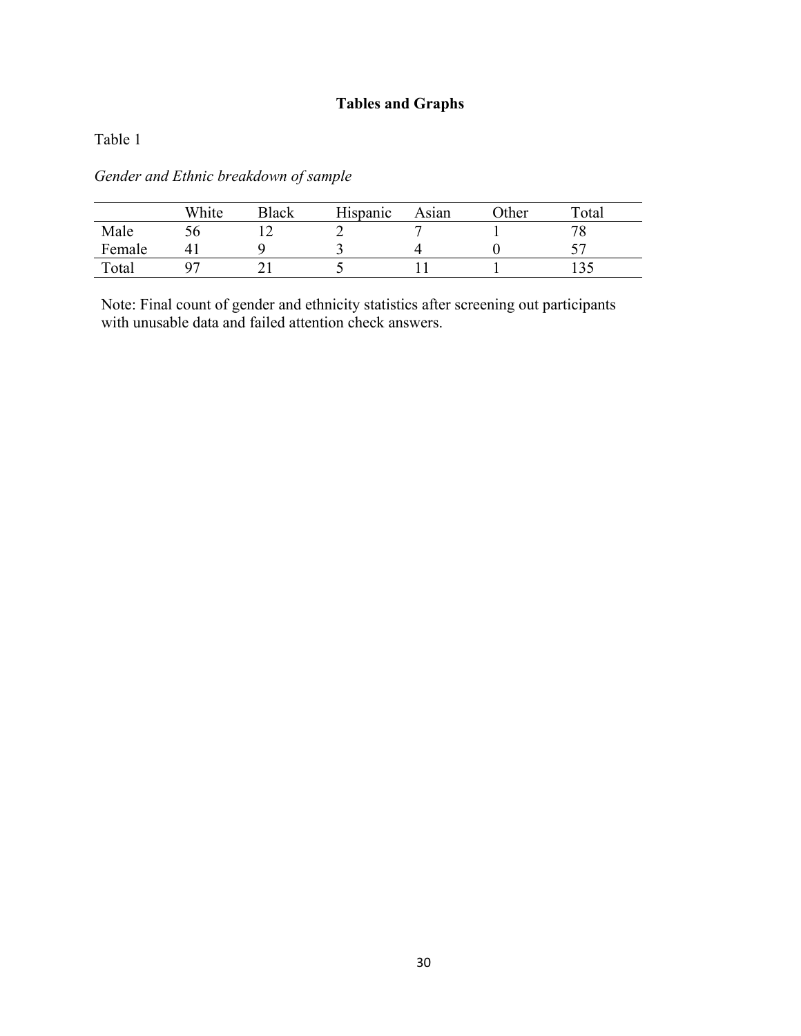## Tables and Graphs

Table 1

*Gender and Ethnic breakdown of sample*

| | White | Black | Hispanic | Asian | Other | Total |
|---|---|---|---|---|---|---|
| Male | 56 | 12 | 2 | 7 | 1 | 78 |
| Female | 41 | 9 | 3 | 4 | 0 | 57 |
| Total | 97 | 21 | 5 | 11 | 1 | 135 |

Note: Final count of gender and ethnicity statistics after screening out participants with unusable data and failed attention check answers.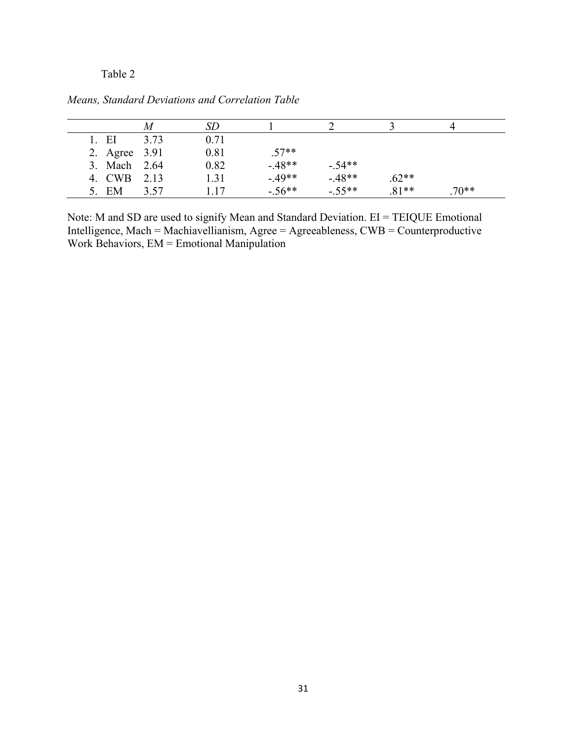Table 2

*Means, Standard Deviations and Correlation Table*

| | *M* | *SD* | 1 | 2 | 3 | 4 |
|---|---|---|---|---|---|---|
| 1. EI | 3.73 | 0.71 | | | | |
| 2. Agree | 3.91 | 0.81 | .57** | | | |
| 3. Mach | 2.64 | 0.82 | -.48** | -.54** | | |
| 4. CWB | 2.13 | 1.31 | -.49** | -.48** | .62** | |
| 5. EM | 3.57 | 1.17 | -.56** | -.55** | .81** | .70** |

Note: M and SD are used to signify Mean and Standard Deviation. EI = TEIQUE Emotional Intelligence, Mach = Machiavellianism, Agree = Agreeableness, CWB = Counterproductive Work Behaviors, EM = Emotional Manipulation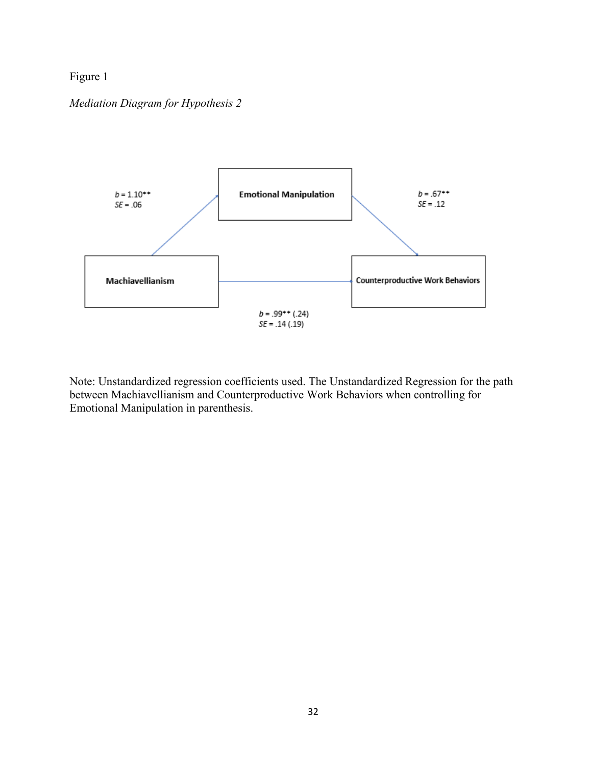Figure 1

*Mediation Diagram for Hypothesis 2*

Emotional Manipulation

$b$ = 1.10**
$SE$ = .06

$b$ = .67**
$SE$ = .12

Machiavellianism

Counterproductive Work Behaviors

$b$ = .99** (.24)
$SE$ = .14 (.19)

Note: Unstandardized regression coefficients used. The Unstandardized Regression for the path between Machiavellianism and Counterproductive Work Behaviors when controlling for Emotional Manipulation in parenthesis.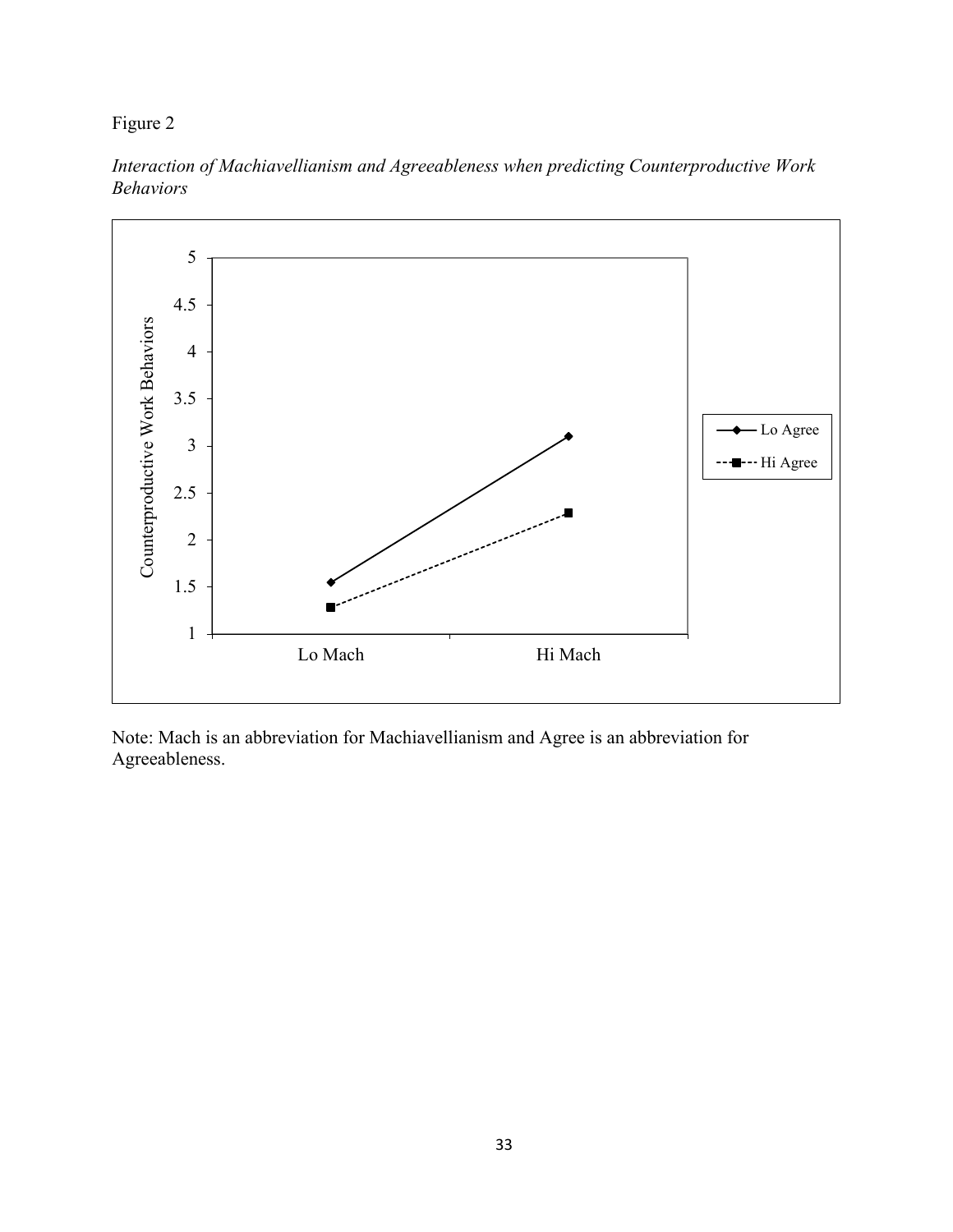Figure 2

*Interaction of Machiavellianism and Agreeableness when predicting Counterproductive Work Behaviors*

Note: Mach is an abbreviation for Machiavellianism and Agree is an abbreviation for Agreeableness.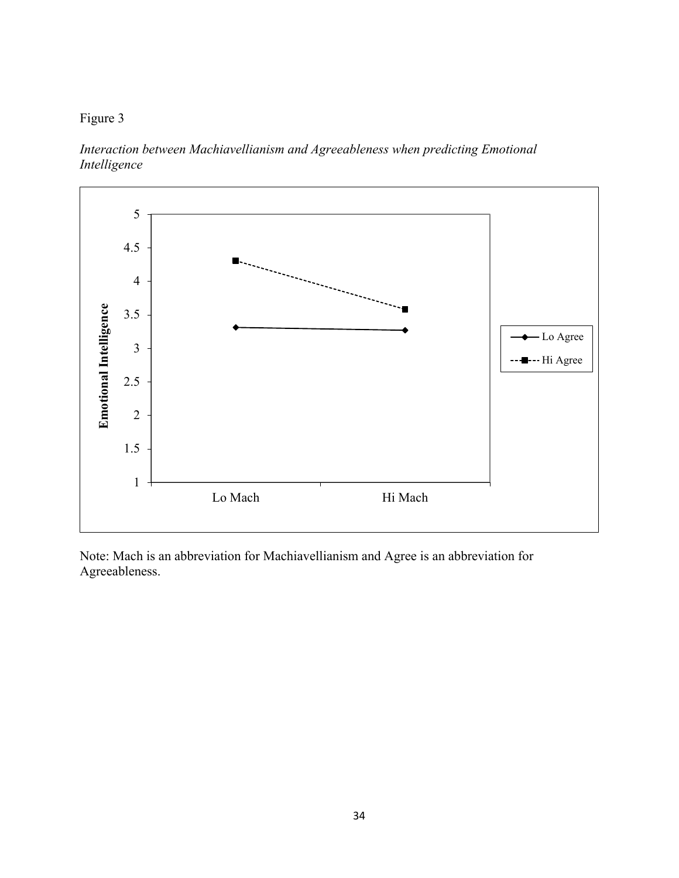Figure 3

*Interaction between Machiavellianism and Agreeableness when predicting Emotional Intelligence*

Note: Mach is an abbreviation for Machiavellianism and Agree is an abbreviation for Agreeableness.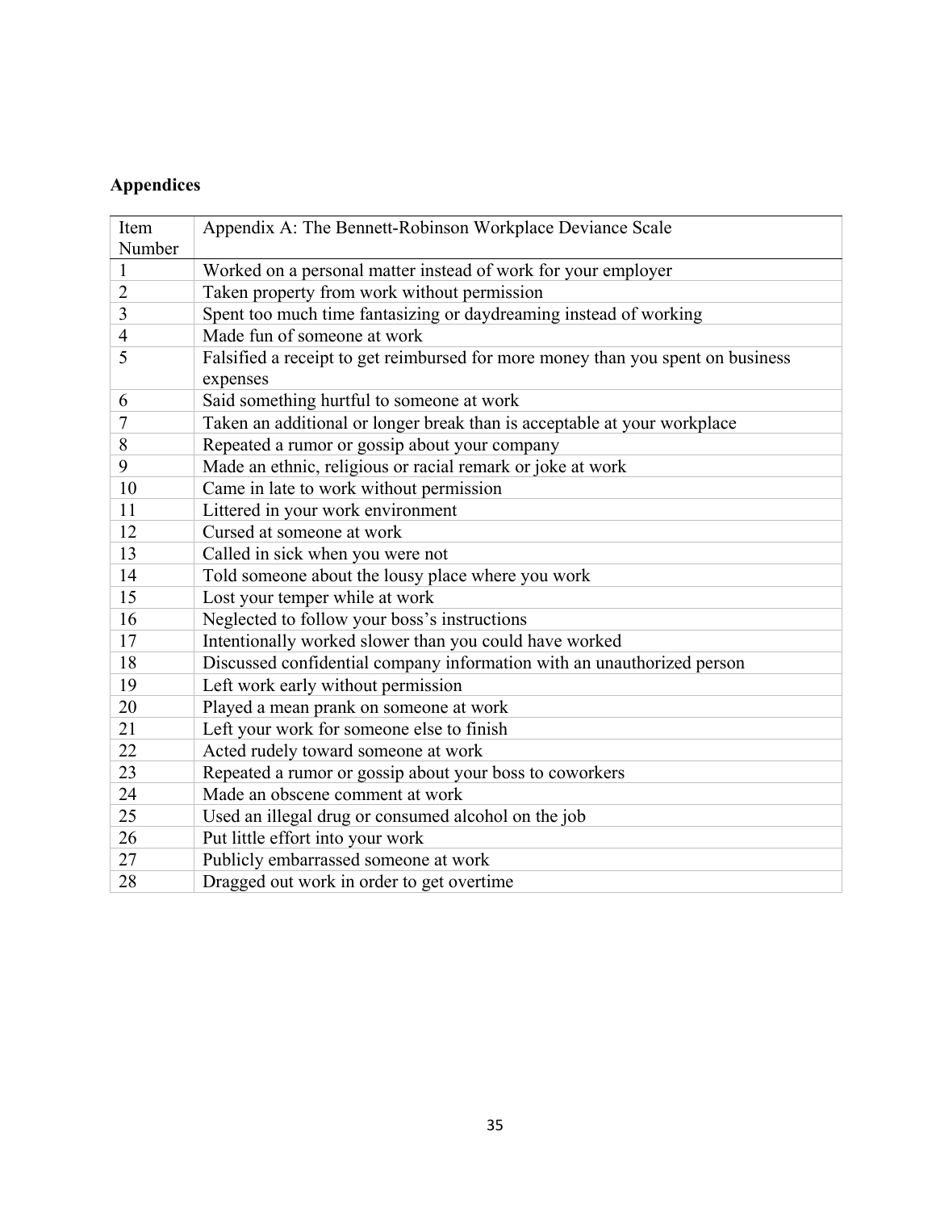## Appendices

| Item Number | Appendix A: The Bennett-Robinson Workplace Deviance Scale |
|---|---|
| 1 | Worked on a personal matter instead of work for your employer |
| 2 | Taken property from work without permission |
| 3 | Spent too much time fantasizing or daydreaming instead of working |
| 4 | Made fun of someone at work |
| 5 | Falsified a receipt to get reimbursed for more money than you spent on business expenses |
| 6 | Said something hurtful to someone at work |
| 7 | Taken an additional or longer break than is acceptable at your workplace |
| 8 | Repeated a rumor or gossip about your company |
| 9 | Made an ethnic, religious or racial remark or joke at work |
| 10 | Came in late to work without permission |
| 11 | Littered in your work environment |
| 12 | Cursed at someone at work |
| 13 | Called in sick when you were not |
| 14 | Told someone about the lousy place where you work |
| 15 | Lost your temper while at work |
| 16 | Neglected to follow your boss's instructions |
| 17 | Intentionally worked slower than you could have worked |
| 18 | Discussed confidential company information with an unauthorized person |
| 19 | Left work early without permission |
| 20 | Played a mean prank on someone at work |
| 21 | Left your work for someone else to finish |
| 22 | Acted rudely toward someone at work |
| 23 | Repeated a rumor or gossip about your boss to coworkers |
| 24 | Made an obscene comment at work |
| 25 | Used an illegal drug or consumed alcohol on the job |
| 26 | Put little effort into your work |
| 27 | Publicly embarrassed someone at work |
| 28 | Dragged out work in order to get overtime |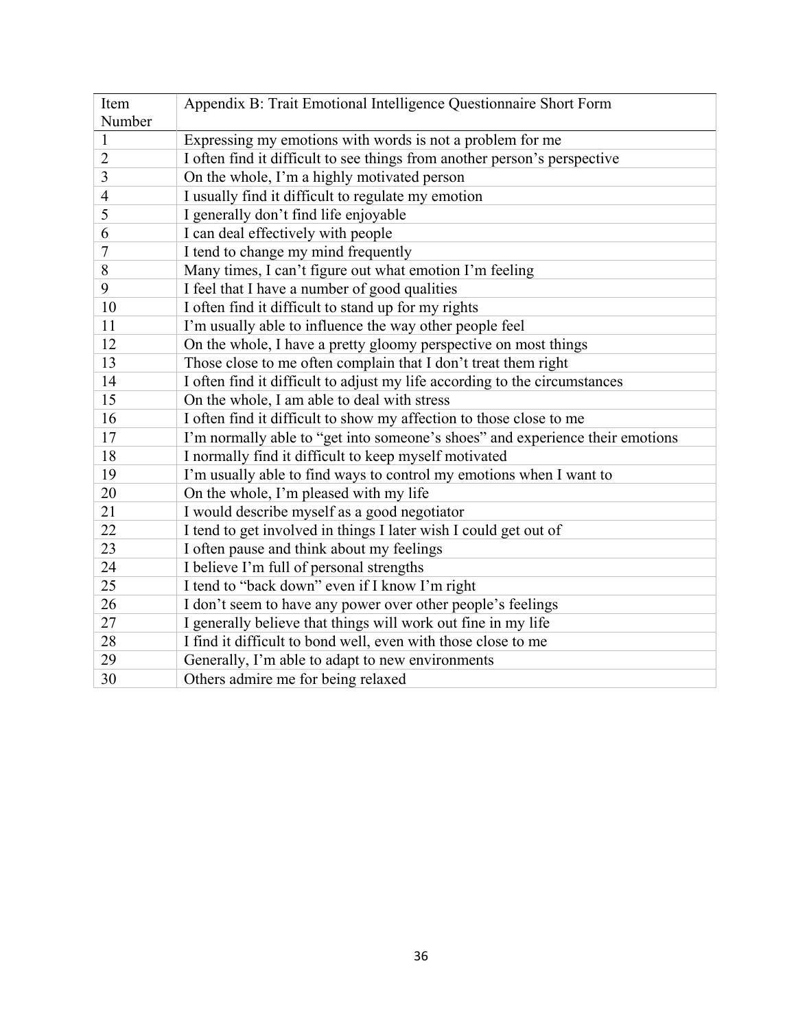| Item Number | Appendix B: Trait Emotional Intelligence Questionnaire Short Form |
|---|---|
| 1 | Expressing my emotions with words is not a problem for me |
| 2 | I often find it difficult to see things from another person’s perspective |
| 3 | On the whole, I’m a highly motivated person |
| 4 | I usually find it difficult to regulate my emotion |
| 5 | I generally don’t find life enjoyable |
| 6 | I can deal effectively with people |
| 7 | I tend to change my mind frequently |
| 8 | Many times, I can’t figure out what emotion I’m feeling |
| 9 | I feel that I have a number of good qualities |
| 10 | I often find it difficult to stand up for my rights |
| 11 | I’m usually able to influence the way other people feel |
| 12 | On the whole, I have a pretty gloomy perspective on most things |
| 13 | Those close to me often complain that I don’t treat them right |
| 14 | I often find it difficult to adjust my life according to the circumstances |
| 15 | On the whole, I am able to deal with stress |
| 16 | I often find it difficult to show my affection to those close to me |
| 17 | I’m normally able to “get into someone’s shoes” and experience their emotions |
| 18 | I normally find it difficult to keep myself motivated |
| 19 | I’m usually able to find ways to control my emotions when I want to |
| 20 | On the whole, I’m pleased with my life |
| 21 | I would describe myself as a good negotiator |
| 22 | I tend to get involved in things I later wish I could get out of |
| 23 | I often pause and think about my feelings |
| 24 | I believe I’m full of personal strengths |
| 25 | I tend to “back down” even if I know I’m right |
| 26 | I don’t seem to have any power over other people’s feelings |
| 27 | I generally believe that things will work out fine in my life |
| 28 | I find it difficult to bond well, even with those close to me |
| 29 | Generally, I’m able to adapt to new environments |
| 30 | Others admire me for being relaxed |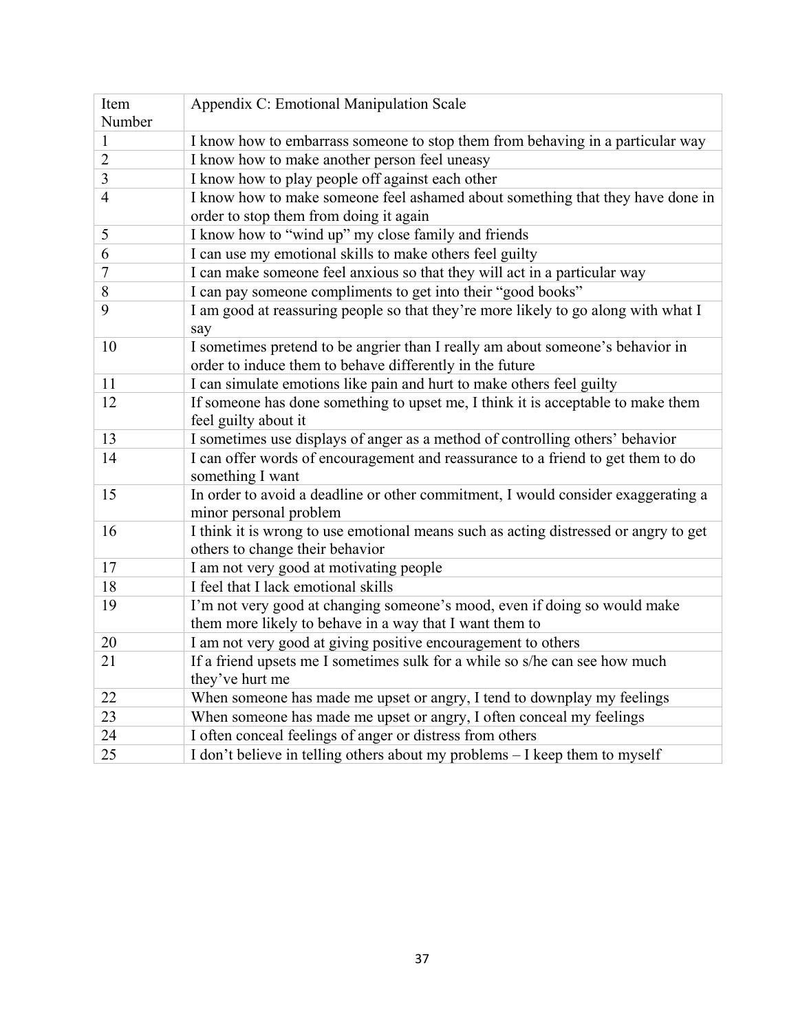| Item Number | Appendix C: Emotional Manipulation Scale |
|---|---|
| 1 | I know how to embarrass someone to stop them from behaving in a particular way |
| 2 | I know how to make another person feel uneasy |
| 3 | I know how to play people off against each other |
| 4 | I know how to make someone feel ashamed about something that they have done in order to stop them from doing it again |
| 5 | I know how to "wind up" my close family and friends |
| 6 | I can use my emotional skills to make others feel guilty |
| 7 | I can make someone feel anxious so that they will act in a particular way |
| 8 | I can pay someone compliments to get into their "good books" |
| 9 | I am good at reassuring people so that they're more likely to go along with what I say |
| 10 | I sometimes pretend to be angrier than I really am about someone's behavior in order to induce them to behave differently in the future |
| 11 | I can simulate emotions like pain and hurt to make others feel guilty |
| 12 | If someone has done something to upset me, I think it is acceptable to make them feel guilty about it |
| 13 | I sometimes use displays of anger as a method of controlling others' behavior |
| 14 | I can offer words of encouragement and reassurance to a friend to get them to do something I want |
| 15 | In order to avoid a deadline or other commitment, I would consider exaggerating a minor personal problem |
| 16 | I think it is wrong to use emotional means such as acting distressed or angry to get others to change their behavior |
| 17 | I am not very good at motivating people |
| 18 | I feel that I lack emotional skills |
| 19 | I'm not very good at changing someone's mood, even if doing so would make them more likely to behave in a way that I want them to |
| 20 | I am not very good at giving positive encouragement to others |
| 21 | If a friend upsets me I sometimes sulk for a while so s/he can see how much they've hurt me |
| 22 | When someone has made me upset or angry, I tend to downplay my feelings |
| 23 | When someone has made me upset or angry, I often conceal my feelings |
| 24 | I often conceal feelings of anger or distress from others |
| 25 | I don't believe in telling others about my problems – I keep them to myself |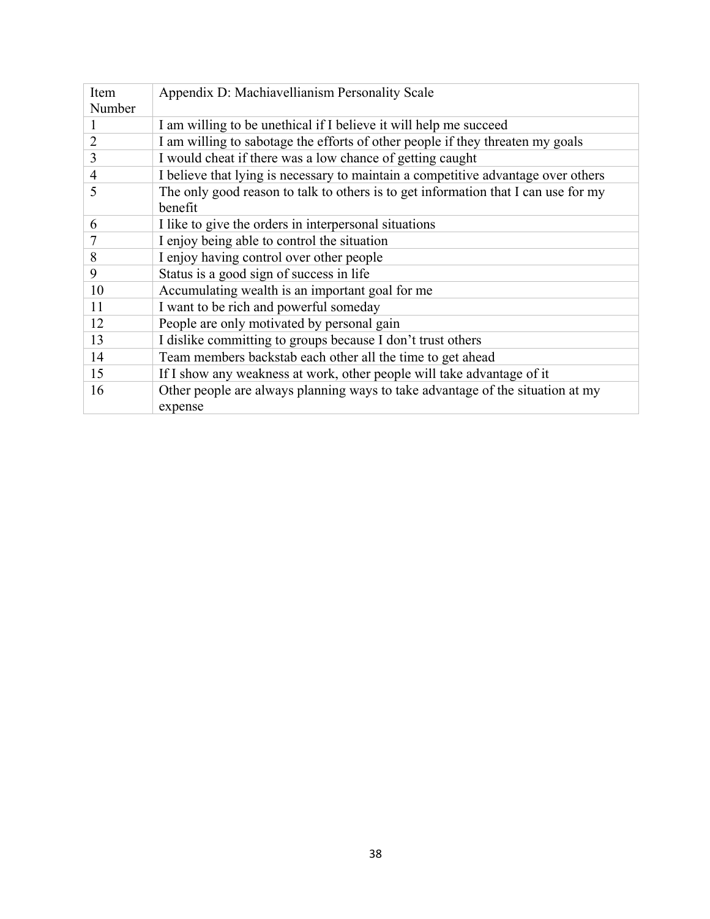| Item Number | Appendix D: Machiavellianism Personality Scale |
|---|---|
| 1 | I am willing to be unethical if I believe it will help me succeed |
| 2 | I am willing to sabotage the efforts of other people if they threaten my goals |
| 3 | I would cheat if there was a low chance of getting caught |
| 4 | I believe that lying is necessary to maintain a competitive advantage over others |
| 5 | The only good reason to talk to others is to get information that I can use for my benefit |
| 6 | I like to give the orders in interpersonal situations |
| 7 | I enjoy being able to control the situation |
| 8 | I enjoy having control over other people |
| 9 | Status is a good sign of success in life |
| 10 | Accumulating wealth is an important goal for me |
| 11 | I want to be rich and powerful someday |
| 12 | People are only motivated by personal gain |
| 13 | I dislike committing to groups because I don't trust others |
| 14 | Team members backstab each other all the time to get ahead |
| 15 | If I show any weakness at work, other people will take advantage of it |
| 16 | Other people are always planning ways to take advantage of the situation at my expense |